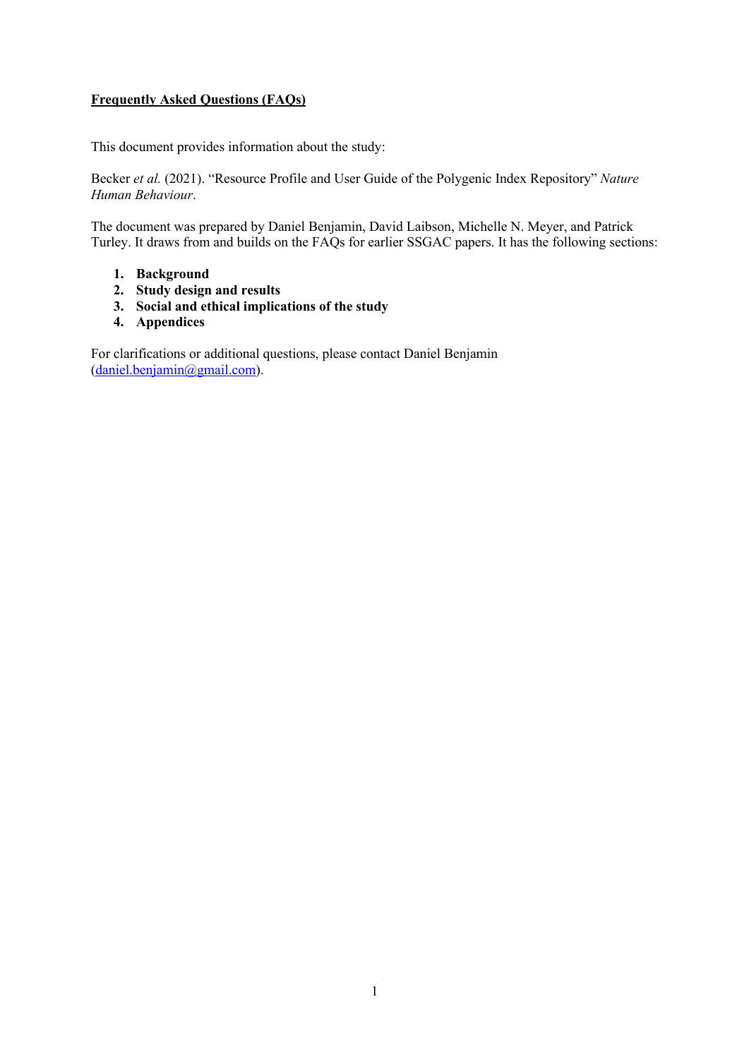**<u>Frequently Asked Questions (FAQs)</u>**

This document provides information about the study:

Becker *et al.* (2021). "Resource Profile and User Guide of the Polygenic Index Repository" *Nature Human Behaviour*.

The document was prepared by Daniel Benjamin, David Laibson, Michelle N. Meyer, and Patrick Turley. It draws from and builds on the FAQs for earlier SSGAC papers. It has the following sections:

1. **Background**
2. **Study design and results**
3. **Social and ethical implications of the study**
4. **Appendices**

For clarifications or additional questions, please contact Daniel Benjamin (daniel.benjamin@gmail.com).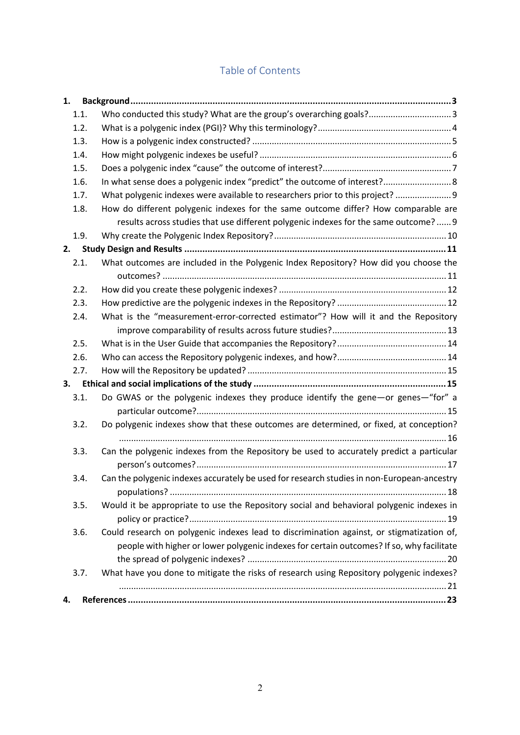# Table of Contents

**1. Background** .......... **3**

- 1.1. Who conducted this study? What are the group's overarching goals? .......... 3
- 1.2. What is a polygenic index (PGI)? Why this terminology? .......... 4
- 1.3. How is a polygenic index constructed? .......... 5
- 1.4. How might polygenic indexes be useful? .......... 6
- 1.5. Does a polygenic index "cause" the outcome of interest? .......... 7
- 1.6. In what sense does a polygenic index "predict" the outcome of interest? .......... 8
- 1.7. What polygenic indexes were available to researchers prior to this project? .......... 9
- 1.8. How do different polygenic indexes for the same outcome differ? How comparable are results across studies that use different polygenic indexes for the same outcome? .......... 9
- 1.9. Why create the Polygenic Index Repository? .......... 10

**2. Study Design and Results** .......... **11**

- 2.1. What outcomes are included in the Polygenic Index Repository? How did you choose the outcomes? .......... 11
- 2.2. How did you create these polygenic indexes? .......... 12
- 2.3. How predictive are the polygenic indexes in the Repository? .......... 12
- 2.4. What is the "measurement-error-corrected estimator"? How will it and the Repository improve comparability of results across future studies? .......... 13
- 2.5. What is in the User Guide that accompanies the Repository? .......... 14
- 2.6. Who can access the Repository polygenic indexes, and how? .......... 14
- 2.7. How will the Repository be updated? .......... 15

**3. Ethical and social implications of the study** .......... **15**

- 3.1. Do GWAS or the polygenic indexes they produce identify the gene—or genes—"for" a particular outcome? .......... 15
- 3.2. Do polygenic indexes show that these outcomes are determined, or fixed, at conception? .......... 16
- 3.3. Can the polygenic indexes from the Repository be used to accurately predict a particular person's outcomes? .......... 17
- 3.4. Can the polygenic indexes accurately be used for research studies in non-European-ancestry populations? .......... 18
- 3.5. Would it be appropriate to use the Repository social and behavioral polygenic indexes in policy or practice? .......... 19
- 3.6. Could research on polygenic indexes lead to discrimination against, or stigmatization of, people with higher or lower polygenic indexes for certain outcomes? If so, why facilitate the spread of polygenic indexes? .......... 20
- 3.7. What have you done to mitigate the risks of research using Repository polygenic indexes? .......... 21

**4. References** .......... **23**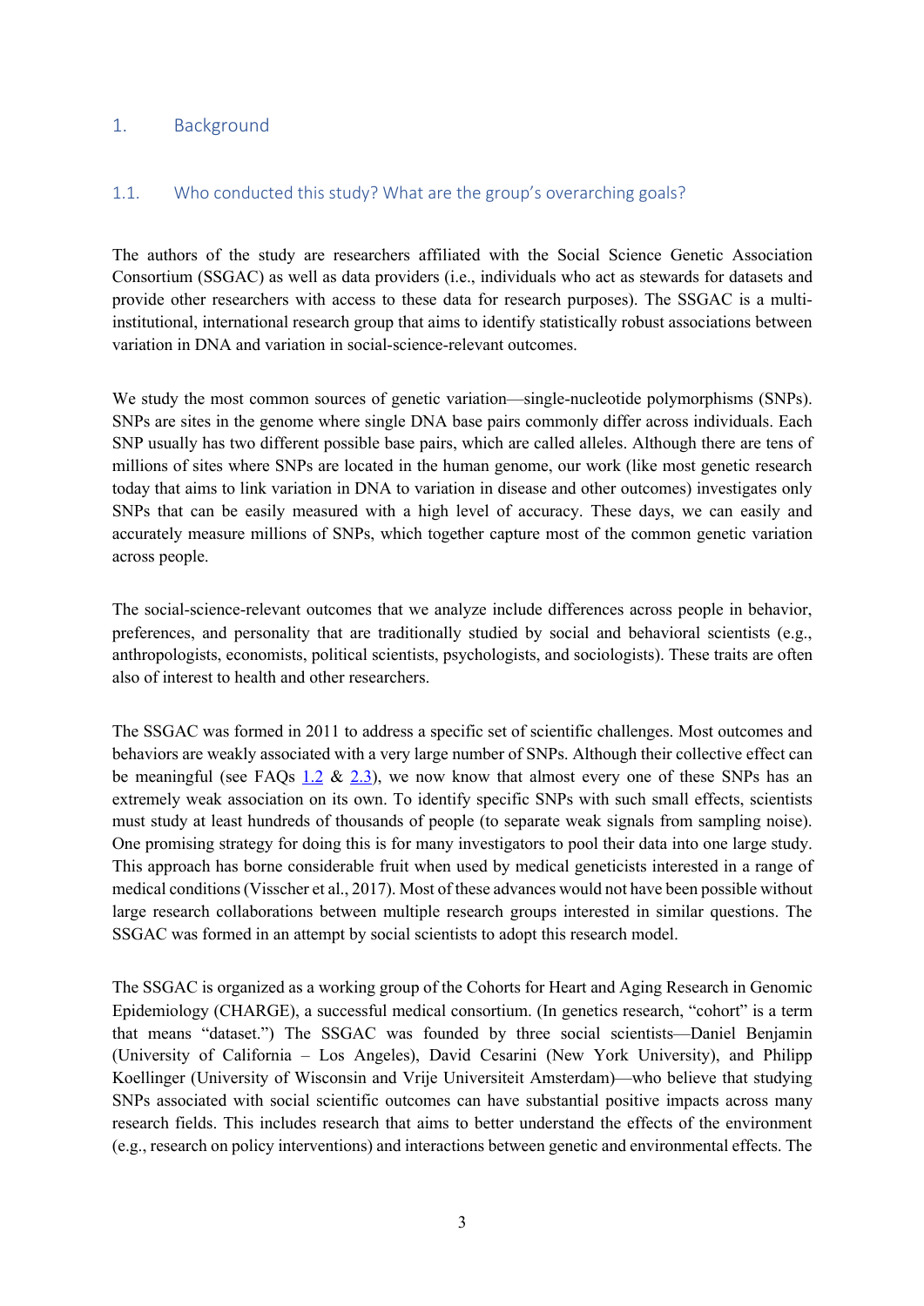# 1. Background

## 1.1. Who conducted this study? What are the group's overarching goals?

The authors of the study are researchers affiliated with the Social Science Genetic Association Consortium (SSGAC) as well as data providers (i.e., individuals who act as stewards for datasets and provide other researchers with access to these data for research purposes). The SSGAC is a multi-institutional, international research group that aims to identify statistically robust associations between variation in DNA and variation in social-science-relevant outcomes.

We study the most common sources of genetic variation—single-nucleotide polymorphisms (SNPs). SNPs are sites in the genome where single DNA base pairs commonly differ across individuals. Each SNP usually has two different possible base pairs, which are called alleles. Although there are tens of millions of sites where SNPs are located in the human genome, our work (like most genetic research today that aims to link variation in DNA to variation in disease and other outcomes) investigates only SNPs that can be easily measured with a high level of accuracy. These days, we can easily and accurately measure millions of SNPs, which together capture most of the common genetic variation across people.

The social-science-relevant outcomes that we analyze include differences across people in behavior, preferences, and personality that are traditionally studied by social and behavioral scientists (e.g., anthropologists, economists, political scientists, psychologists, and sociologists). These traits are often also of interest to health and other researchers.

The SSGAC was formed in 2011 to address a specific set of scientific challenges. Most outcomes and behaviors are weakly associated with a very large number of SNPs. Although their collective effect can be meaningful (see FAQs 1.2 & 2.3), we now know that almost every one of these SNPs has an extremely weak association on its own. To identify specific SNPs with such small effects, scientists must study at least hundreds of thousands of people (to separate weak signals from sampling noise). One promising strategy for doing this is for many investigators to pool their data into one large study. This approach has borne considerable fruit when used by medical geneticists interested in a range of medical conditions (Visscher et al., 2017). Most of these advances would not have been possible without large research collaborations between multiple research groups interested in similar questions. The SSGAC was formed in an attempt by social scientists to adopt this research model.

The SSGAC is organized as a working group of the Cohorts for Heart and Aging Research in Genomic Epidemiology (CHARGE), a successful medical consortium. (In genetics research, "cohort" is a term that means "dataset.") The SSGAC was founded by three social scientists—Daniel Benjamin (University of California – Los Angeles), David Cesarini (New York University), and Philipp Koellinger (University of Wisconsin and Vrije Universiteit Amsterdam)—who believe that studying SNPs associated with social scientific outcomes can have substantial positive impacts across many research fields. This includes research that aims to better understand the effects of the environment (e.g., research on policy interventions) and interactions between genetic and environmental effects. The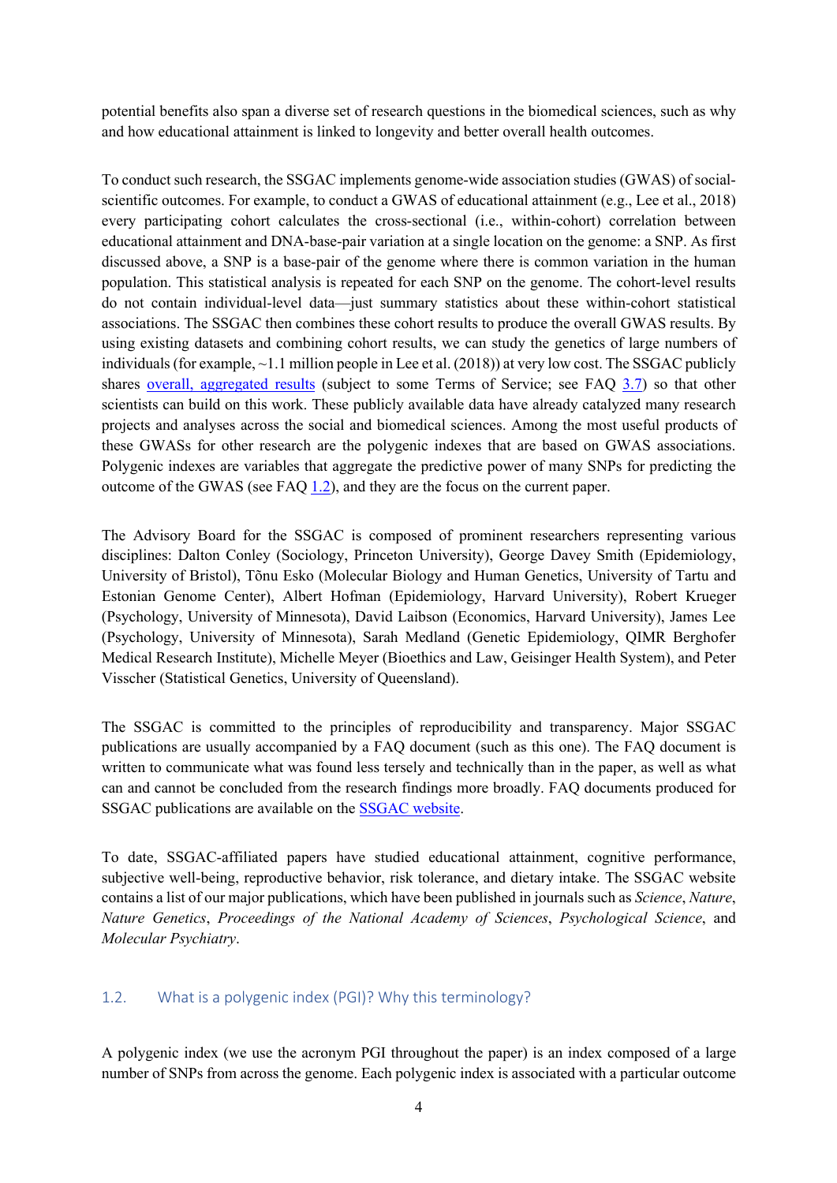potential benefits also span a diverse set of research questions in the biomedical sciences, such as why and how educational attainment is linked to longevity and better overall health outcomes.

To conduct such research, the SSGAC implements genome-wide association studies (GWAS) of social-scientific outcomes. For example, to conduct a GWAS of educational attainment (e.g., Lee et al., 2018) every participating cohort calculates the cross-sectional (i.e., within-cohort) correlation between educational attainment and DNA-base-pair variation at a single location on the genome: a SNP. As first discussed above, a SNP is a base-pair of the genome where there is common variation in the human population. This statistical analysis is repeated for each SNP on the genome. The cohort-level results do not contain individual-level data—just summary statistics about these within-cohort statistical associations. The SSGAC then combines these cohort results to produce the overall GWAS results. By using existing datasets and combining cohort results, we can study the genetics of large numbers of individuals (for example, ~1.1 million people in Lee et al. (2018)) at very low cost. The SSGAC publicly shares overall, aggregated results (subject to some Terms of Service; see FAQ 3.7) so that other scientists can build on this work. These publicly available data have already catalyzed many research projects and analyses across the social and biomedical sciences. Among the most useful products of these GWASs for other research are the polygenic indexes that are based on GWAS associations. Polygenic indexes are variables that aggregate the predictive power of many SNPs for predicting the outcome of the GWAS (see FAQ 1.2), and they are the focus on the current paper.

The Advisory Board for the SSGAC is composed of prominent researchers representing various disciplines: Dalton Conley (Sociology, Princeton University), George Davey Smith (Epidemiology, University of Bristol), Tõnu Esko (Molecular Biology and Human Genetics, University of Tartu and Estonian Genome Center), Albert Hofman (Epidemiology, Harvard University), Robert Krueger (Psychology, University of Minnesota), David Laibson (Economics, Harvard University), James Lee (Psychology, University of Minnesota), Sarah Medland (Genetic Epidemiology, QIMR Berghofer Medical Research Institute), Michelle Meyer (Bioethics and Law, Geisinger Health System), and Peter Visscher (Statistical Genetics, University of Queensland).

The SSGAC is committed to the principles of reproducibility and transparency. Major SSGAC publications are usually accompanied by a FAQ document (such as this one). The FAQ document is written to communicate what was found less tersely and technically than in the paper, as well as what can and cannot be concluded from the research findings more broadly. FAQ documents produced for SSGAC publications are available on the SSGAC website.

To date, SSGAC-affiliated papers have studied educational attainment, cognitive performance, subjective well-being, reproductive behavior, risk tolerance, and dietary intake. The SSGAC website contains a list of our major publications, which have been published in journals such as *Science*, *Nature*, *Nature Genetics*, *Proceedings of the National Academy of Sciences*, *Psychological Science*, and *Molecular Psychiatry*.

### 1.2. What is a polygenic index (PGI)? Why this terminology?

A polygenic index (we use the acronym PGI throughout the paper) is an index composed of a large number of SNPs from across the genome. Each polygenic index is associated with a particular outcome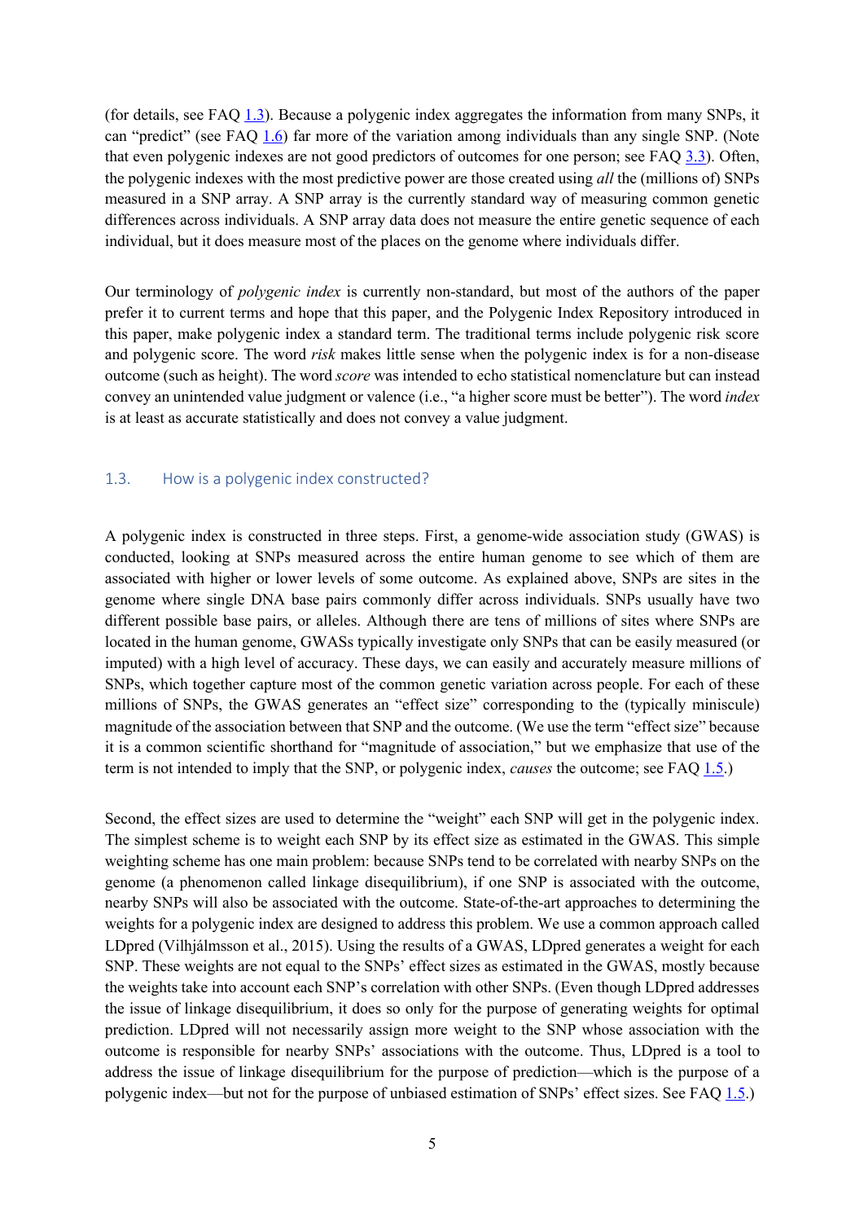(for details, see FAQ 1.3). Because a polygenic index aggregates the information from many SNPs, it can "predict" (see FAQ 1.6) far more of the variation among individuals than any single SNP. (Note that even polygenic indexes are not good predictors of outcomes for one person; see FAQ 3.3). Often, the polygenic indexes with the most predictive power are those created using *all* the (millions of) SNPs measured in a SNP array. A SNP array is the currently standard way of measuring common genetic differences across individuals. A SNP array data does not measure the entire genetic sequence of each individual, but it does measure most of the places on the genome where individuals differ.

Our terminology of *polygenic index* is currently non-standard, but most of the authors of the paper prefer it to current terms and hope that this paper, and the Polygenic Index Repository introduced in this paper, make polygenic index a standard term. The traditional terms include polygenic risk score and polygenic score. The word *risk* makes little sense when the polygenic index is for a non-disease outcome (such as height). The word *score* was intended to echo statistical nomenclature but can instead convey an unintended value judgment or valence (i.e., "a higher score must be better"). The word *index* is at least as accurate statistically and does not convey a value judgment.

### 1.3. How is a polygenic index constructed?

A polygenic index is constructed in three steps. First, a genome-wide association study (GWAS) is conducted, looking at SNPs measured across the entire human genome to see which of them are associated with higher or lower levels of some outcome. As explained above, SNPs are sites in the genome where single DNA base pairs commonly differ across individuals. SNPs usually have two different possible base pairs, or alleles. Although there are tens of millions of sites where SNPs are located in the human genome, GWASs typically investigate only SNPs that can be easily measured (or imputed) with a high level of accuracy. These days, we can easily and accurately measure millions of SNPs, which together capture most of the common genetic variation across people. For each of these millions of SNPs, the GWAS generates an "effect size" corresponding to the (typically miniscule) magnitude of the association between that SNP and the outcome. (We use the term "effect size" because it is a common scientific shorthand for "magnitude of association," but we emphasize that use of the term is not intended to imply that the SNP, or polygenic index, *causes* the outcome; see FAQ 1.5.)

Second, the effect sizes are used to determine the "weight" each SNP will get in the polygenic index. The simplest scheme is to weight each SNP by its effect size as estimated in the GWAS. This simple weighting scheme has one main problem: because SNPs tend to be correlated with nearby SNPs on the genome (a phenomenon called linkage disequilibrium), if one SNP is associated with the outcome, nearby SNPs will also be associated with the outcome. State-of-the-art approaches to determining the weights for a polygenic index are designed to address this problem. We use a common approach called LDpred (Vilhjálmsson et al., 2015). Using the results of a GWAS, LDpred generates a weight for each SNP. These weights are not equal to the SNPs' effect sizes as estimated in the GWAS, mostly because the weights take into account each SNP's correlation with other SNPs. (Even though LDpred addresses the issue of linkage disequilibrium, it does so only for the purpose of generating weights for optimal prediction. LDpred will not necessarily assign more weight to the SNP whose association with the outcome is responsible for nearby SNPs' associations with the outcome. Thus, LDpred is a tool to address the issue of linkage disequilibrium for the purpose of prediction—which is the purpose of a polygenic index—but not for the purpose of unbiased estimation of SNPs' effect sizes. See FAQ 1.5.)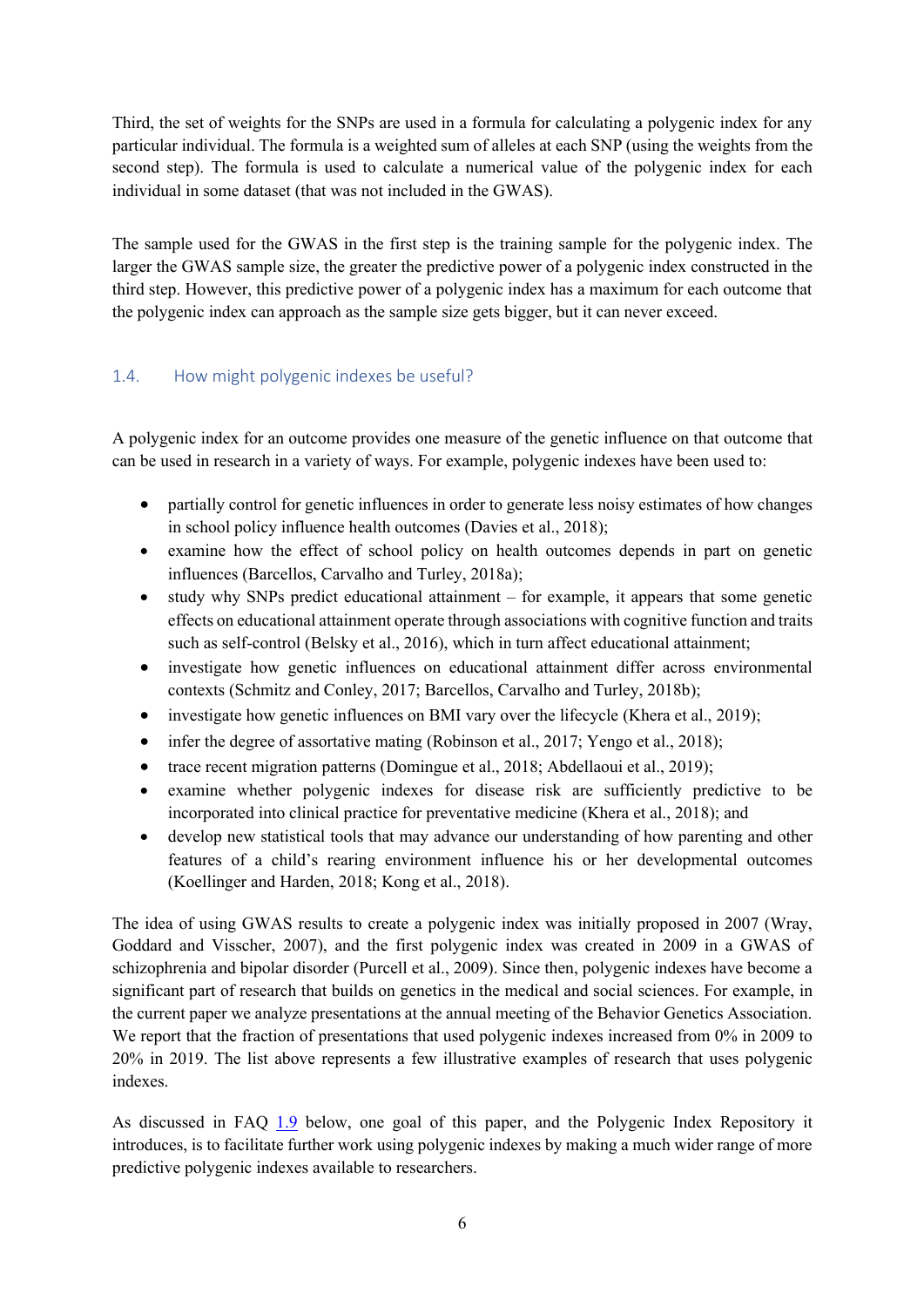Third, the set of weights for the SNPs are used in a formula for calculating a polygenic index for any particular individual. The formula is a weighted sum of alleles at each SNP (using the weights from the second step). The formula is used to calculate a numerical value of the polygenic index for each individual in some dataset (that was not included in the GWAS).

The sample used for the GWAS in the first step is the training sample for the polygenic index. The larger the GWAS sample size, the greater the predictive power of a polygenic index constructed in the third step. However, this predictive power of a polygenic index has a maximum for each outcome that the polygenic index can approach as the sample size gets bigger, but it can never exceed.

## 1.4. How might polygenic indexes be useful?

A polygenic index for an outcome provides one measure of the genetic influence on that outcome that can be used in research in a variety of ways. For example, polygenic indexes have been used to:

- partially control for genetic influences in order to generate less noisy estimates of how changes in school policy influence health outcomes (Davies et al., 2018);
- examine how the effect of school policy on health outcomes depends in part on genetic influences (Barcellos, Carvalho and Turley, 2018a);
- study why SNPs predict educational attainment – for example, it appears that some genetic effects on educational attainment operate through associations with cognitive function and traits such as self-control (Belsky et al., 2016), which in turn affect educational attainment;
- investigate how genetic influences on educational attainment differ across environmental contexts (Schmitz and Conley, 2017; Barcellos, Carvalho and Turley, 2018b);
- investigate how genetic influences on BMI vary over the lifecycle (Khera et al., 2019);
- infer the degree of assortative mating (Robinson et al., 2017; Yengo et al., 2018);
- trace recent migration patterns (Domingue et al., 2018; Abdellaoui et al., 2019);
- examine whether polygenic indexes for disease risk are sufficiently predictive to be incorporated into clinical practice for preventative medicine (Khera et al., 2018); and
- develop new statistical tools that may advance our understanding of how parenting and other features of a child's rearing environment influence his or her developmental outcomes (Koellinger and Harden, 2018; Kong et al., 2018).

The idea of using GWAS results to create a polygenic index was initially proposed in 2007 (Wray, Goddard and Visscher, 2007), and the first polygenic index was created in 2009 in a GWAS of schizophrenia and bipolar disorder (Purcell et al., 2009). Since then, polygenic indexes have become a significant part of research that builds on genetics in the medical and social sciences. For example, in the current paper we analyze presentations at the annual meeting of the Behavior Genetics Association. We report that the fraction of presentations that used polygenic indexes increased from 0% in 2009 to 20% in 2019. The list above represents a few illustrative examples of research that uses polygenic indexes.

As discussed in FAQ 1.9 below, one goal of this paper, and the Polygenic Index Repository it introduces, is to facilitate further work using polygenic indexes by making a much wider range of more predictive polygenic indexes available to researchers.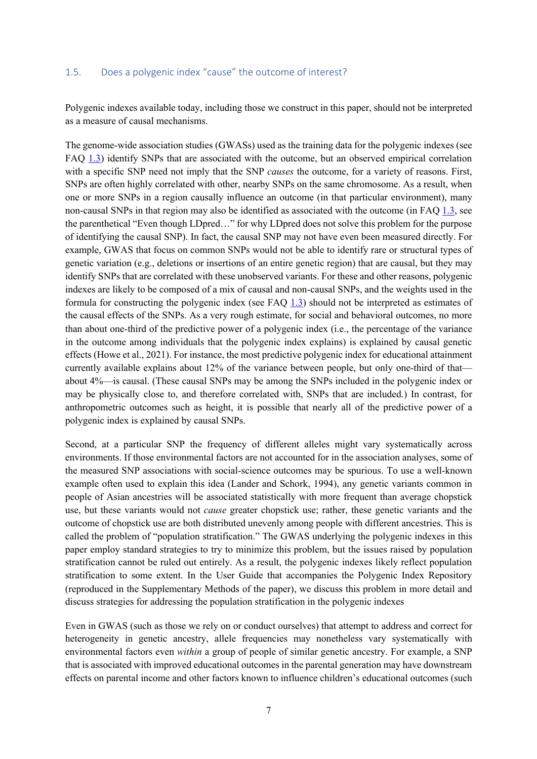### 1.5. Does a polygenic index "cause" the outcome of interest?

Polygenic indexes available today, including those we construct in this paper, should not be interpreted as a measure of causal mechanisms.

The genome-wide association studies (GWASs) used as the training data for the polygenic indexes (see FAQ 1.3) identify SNPs that are associated with the outcome, but an observed empirical correlation with a specific SNP need not imply that the SNP *causes* the outcome, for a variety of reasons. First, SNPs are often highly correlated with other, nearby SNPs on the same chromosome. As a result, when one or more SNPs in a region causally influence an outcome (in that particular environment), many non-causal SNPs in that region may also be identified as associated with the outcome (in FAQ 1.3, see the parenthetical "Even though LDpred…" for why LDpred does not solve this problem for the purpose of identifying the causal SNP). In fact, the causal SNP may not have even been measured directly. For example, GWAS that focus on common SNPs would not be able to identify rare or structural types of genetic variation (e.g., deletions or insertions of an entire genetic region) that are causal, but they may identify SNPs that are correlated with these unobserved variants. For these and other reasons, polygenic indexes are likely to be composed of a mix of causal and non-causal SNPs, and the weights used in the formula for constructing the polygenic index (see FAQ 1.3) should not be interpreted as estimates of the causal effects of the SNPs. As a very rough estimate, for social and behavioral outcomes, no more than about one-third of the predictive power of a polygenic index (i.e., the percentage of the variance in the outcome among individuals that the polygenic index explains) is explained by causal genetic effects (Howe et al., 2021). For instance, the most predictive polygenic index for educational attainment currently available explains about 12% of the variance between people, but only one-third of that—about 4%—is causal. (These causal SNPs may be among the SNPs included in the polygenic index or may be physically close to, and therefore correlated with, SNPs that are included.) In contrast, for anthropometric outcomes such as height, it is possible that nearly all of the predictive power of a polygenic index is explained by causal SNPs.

Second, at a particular SNP the frequency of different alleles might vary systematically across environments. If those environmental factors are not accounted for in the association analyses, some of the measured SNP associations with social-science outcomes may be spurious. To use a well-known example often used to explain this idea (Lander and Schork, 1994), any genetic variants common in people of Asian ancestries will be associated statistically with more frequent than average chopstick use, but these variants would not *cause* greater chopstick use; rather, these genetic variants and the outcome of chopstick use are both distributed unevenly among people with different ancestries. This is called the problem of "population stratification." The GWAS underlying the polygenic indexes in this paper employ standard strategies to try to minimize this problem, but the issues raised by population stratification cannot be ruled out entirely. As a result, the polygenic indexes likely reflect population stratification to some extent. In the User Guide that accompanies the Polygenic Index Repository (reproduced in the Supplementary Methods of the paper), we discuss this problem in more detail and discuss strategies for addressing the population stratification in the polygenic indexes

Even in GWAS (such as those we rely on or conduct ourselves) that attempt to address and correct for heterogeneity in genetic ancestry, allele frequencies may nonetheless vary systematically with environmental factors even *within* a group of people of similar genetic ancestry. For example, a SNP that is associated with improved educational outcomes in the parental generation may have downstream effects on parental income and other factors known to influence children's educational outcomes (such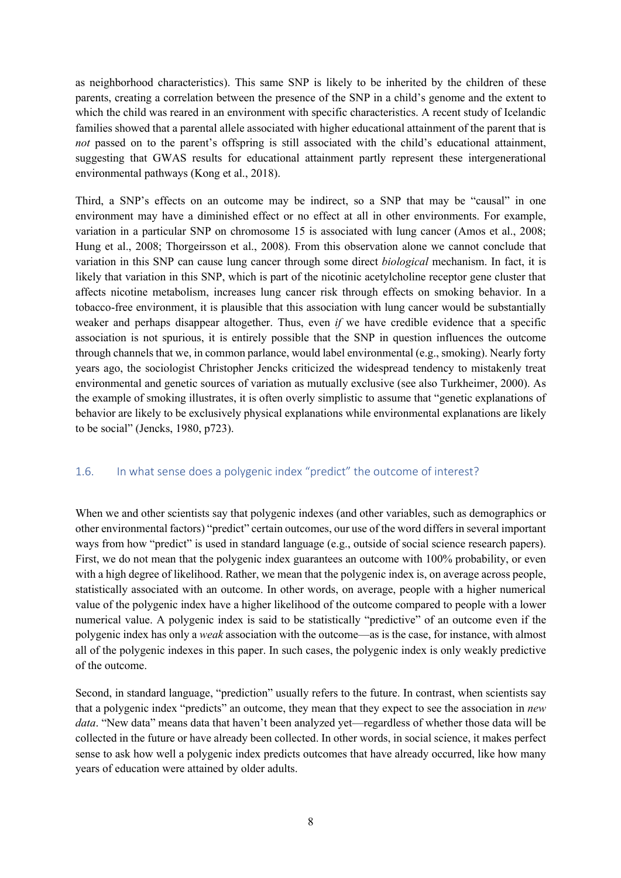as neighborhood characteristics). This same SNP is likely to be inherited by the children of these parents, creating a correlation between the presence of the SNP in a child's genome and the extent to which the child was reared in an environment with specific characteristics. A recent study of Icelandic families showed that a parental allele associated with higher educational attainment of the parent that is *not* passed on to the parent's offspring is still associated with the child's educational attainment, suggesting that GWAS results for educational attainment partly represent these intergenerational environmental pathways (Kong et al., 2018).

Third, a SNP's effects on an outcome may be indirect, so a SNP that may be "causal" in one environment may have a diminished effect or no effect at all in other environments. For example, variation in a particular SNP on chromosome 15 is associated with lung cancer (Amos et al., 2008; Hung et al., 2008; Thorgeirsson et al., 2008). From this observation alone we cannot conclude that variation in this SNP can cause lung cancer through some direct *biological* mechanism. In fact, it is likely that variation in this SNP, which is part of the nicotinic acetylcholine receptor gene cluster that affects nicotine metabolism, increases lung cancer risk through effects on smoking behavior. In a tobacco-free environment, it is plausible that this association with lung cancer would be substantially weaker and perhaps disappear altogether. Thus, even *if* we have credible evidence that a specific association is not spurious, it is entirely possible that the SNP in question influences the outcome through channels that we, in common parlance, would label environmental (e.g., smoking). Nearly forty years ago, the sociologist Christopher Jencks criticized the widespread tendency to mistakenly treat environmental and genetic sources of variation as mutually exclusive (see also Turkheimer, 2000). As the example of smoking illustrates, it is often overly simplistic to assume that "genetic explanations of behavior are likely to be exclusively physical explanations while environmental explanations are likely to be social" (Jencks, 1980, p723).

## 1.6. In what sense does a polygenic index "predict" the outcome of interest?

When we and other scientists say that polygenic indexes (and other variables, such as demographics or other environmental factors) "predict" certain outcomes, our use of the word differs in several important ways from how "predict" is used in standard language (e.g., outside of social science research papers). First, we do not mean that the polygenic index guarantees an outcome with 100% probability, or even with a high degree of likelihood. Rather, we mean that the polygenic index is, on average across people, statistically associated with an outcome. In other words, on average, people with a higher numerical value of the polygenic index have a higher likelihood of the outcome compared to people with a lower numerical value. A polygenic index is said to be statistically "predictive" of an outcome even if the polygenic index has only a *weak* association with the outcome—as is the case, for instance, with almost all of the polygenic indexes in this paper. In such cases, the polygenic index is only weakly predictive of the outcome.

Second, in standard language, "prediction" usually refers to the future. In contrast, when scientists say that a polygenic index "predicts" an outcome, they mean that they expect to see the association in *new data*. "New data" means data that haven't been analyzed yet—regardless of whether those data will be collected in the future or have already been collected. In other words, in social science, it makes perfect sense to ask how well a polygenic index predicts outcomes that have already occurred, like how many years of education were attained by older adults.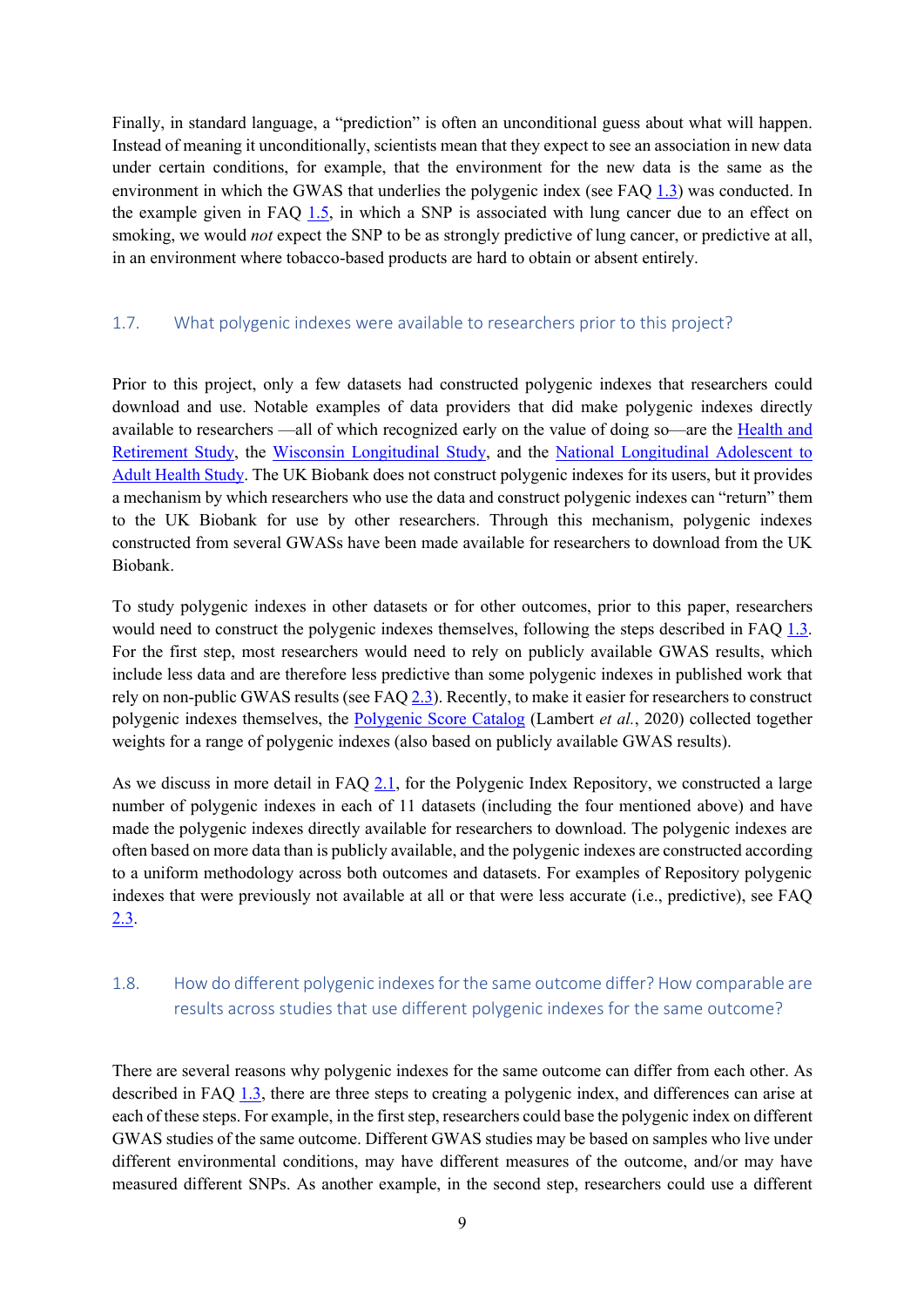Finally, in standard language, a "prediction" is often an unconditional guess about what will happen. Instead of meaning it unconditionally, scientists mean that they expect to see an association in new data under certain conditions, for example, that the environment for the new data is the same as the environment in which the GWAS that underlies the polygenic index (see FAQ 1.3) was conducted. In the example given in FAQ 1.5, in which a SNP is associated with lung cancer due to an effect on smoking, we would *not* expect the SNP to be as strongly predictive of lung cancer, or predictive at all, in an environment where tobacco-based products are hard to obtain or absent entirely.

### 1.7. What polygenic indexes were available to researchers prior to this project?

Prior to this project, only a few datasets had constructed polygenic indexes that researchers could download and use. Notable examples of data providers that did make polygenic indexes directly available to researchers —all of which recognized early on the value of doing so—are the Health and Retirement Study, the Wisconsin Longitudinal Study, and the National Longitudinal Adolescent to Adult Health Study. The UK Biobank does not construct polygenic indexes for its users, but it provides a mechanism by which researchers who use the data and construct polygenic indexes can "return" them to the UK Biobank for use by other researchers. Through this mechanism, polygenic indexes constructed from several GWASs have been made available for researchers to download from the UK Biobank.

To study polygenic indexes in other datasets or for other outcomes, prior to this paper, researchers would need to construct the polygenic indexes themselves, following the steps described in FAQ 1.3. For the first step, most researchers would need to rely on publicly available GWAS results, which include less data and are therefore less predictive than some polygenic indexes in published work that rely on non-public GWAS results (see FAQ 2.3). Recently, to make it easier for researchers to construct polygenic indexes themselves, the Polygenic Score Catalog (Lambert *et al.*, 2020) collected together weights for a range of polygenic indexes (also based on publicly available GWAS results).

As we discuss in more detail in FAQ 2.1, for the Polygenic Index Repository, we constructed a large number of polygenic indexes in each of 11 datasets (including the four mentioned above) and have made the polygenic indexes directly available for researchers to download. The polygenic indexes are often based on more data than is publicly available, and the polygenic indexes are constructed according to a uniform methodology across both outcomes and datasets. For examples of Repository polygenic indexes that were previously not available at all or that were less accurate (i.e., predictive), see FAQ 2.3.

### 1.8. How do different polygenic indexes for the same outcome differ? How comparable are results across studies that use different polygenic indexes for the same outcome?

There are several reasons why polygenic indexes for the same outcome can differ from each other. As described in FAQ 1.3, there are three steps to creating a polygenic index, and differences can arise at each of these steps. For example, in the first step, researchers could base the polygenic index on different GWAS studies of the same outcome. Different GWAS studies may be based on samples who live under different environmental conditions, may have different measures of the outcome, and/or may have measured different SNPs. As another example, in the second step, researchers could use a different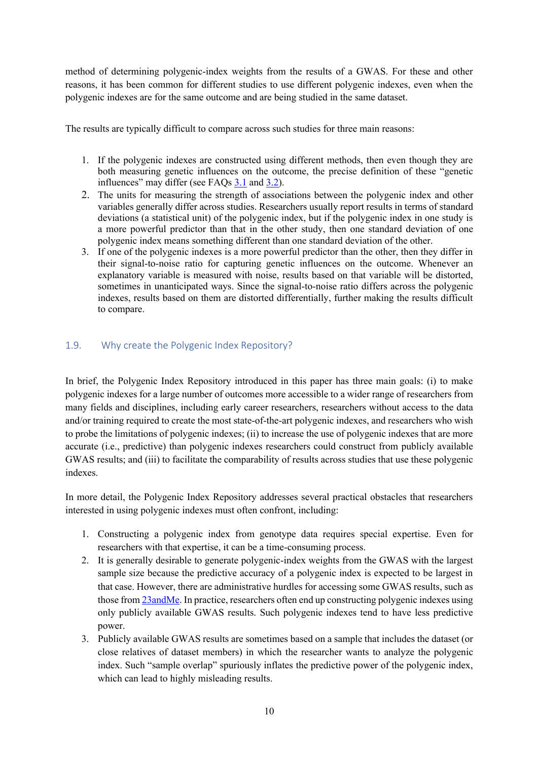method of determining polygenic-index weights from the results of a GWAS. For these and other reasons, it has been common for different studies to use different polygenic indexes, even when the polygenic indexes are for the same outcome and are being studied in the same dataset.

The results are typically difficult to compare across such studies for three main reasons:

1. If the polygenic indexes are constructed using different methods, then even though they are both measuring genetic influences on the outcome, the precise definition of these "genetic influences" may differ (see FAQs 3.1 and 3.2).
2. The units for measuring the strength of associations between the polygenic index and other variables generally differ across studies. Researchers usually report results in terms of standard deviations (a statistical unit) of the polygenic index, but if the polygenic index in one study is a more powerful predictor than that in the other study, then one standard deviation of one polygenic index means something different than one standard deviation of the other.
3. If one of the polygenic indexes is a more powerful predictor than the other, then they differ in their signal-to-noise ratio for capturing genetic influences on the outcome. Whenever an explanatory variable is measured with noise, results based on that variable will be distorted, sometimes in unanticipated ways. Since the signal-to-noise ratio differs across the polygenic indexes, results based on them are distorted differentially, further making the results difficult to compare.

## 1.9. Why create the Polygenic Index Repository?

In brief, the Polygenic Index Repository introduced in this paper has three main goals: (i) to make polygenic indexes for a large number of outcomes more accessible to a wider range of researchers from many fields and disciplines, including early career researchers, researchers without access to the data and/or training required to create the most state-of-the-art polygenic indexes, and researchers who wish to probe the limitations of polygenic indexes; (ii) to increase the use of polygenic indexes that are more accurate (i.e., predictive) than polygenic indexes researchers could construct from publicly available GWAS results; and (iii) to facilitate the comparability of results across studies that use these polygenic indexes.

In more detail, the Polygenic Index Repository addresses several practical obstacles that researchers interested in using polygenic indexes must often confront, including:

1. Constructing a polygenic index from genotype data requires special expertise. Even for researchers with that expertise, it can be a time-consuming process.
2. It is generally desirable to generate polygenic-index weights from the GWAS with the largest sample size because the predictive accuracy of a polygenic index is expected to be largest in that case. However, there are administrative hurdles for accessing some GWAS results, such as those from 23andMe. In practice, researchers often end up constructing polygenic indexes using only publicly available GWAS results. Such polygenic indexes tend to have less predictive power.
3. Publicly available GWAS results are sometimes based on a sample that includes the dataset (or close relatives of dataset members) in which the researcher wants to analyze the polygenic index. Such "sample overlap" spuriously inflates the predictive power of the polygenic index, which can lead to highly misleading results.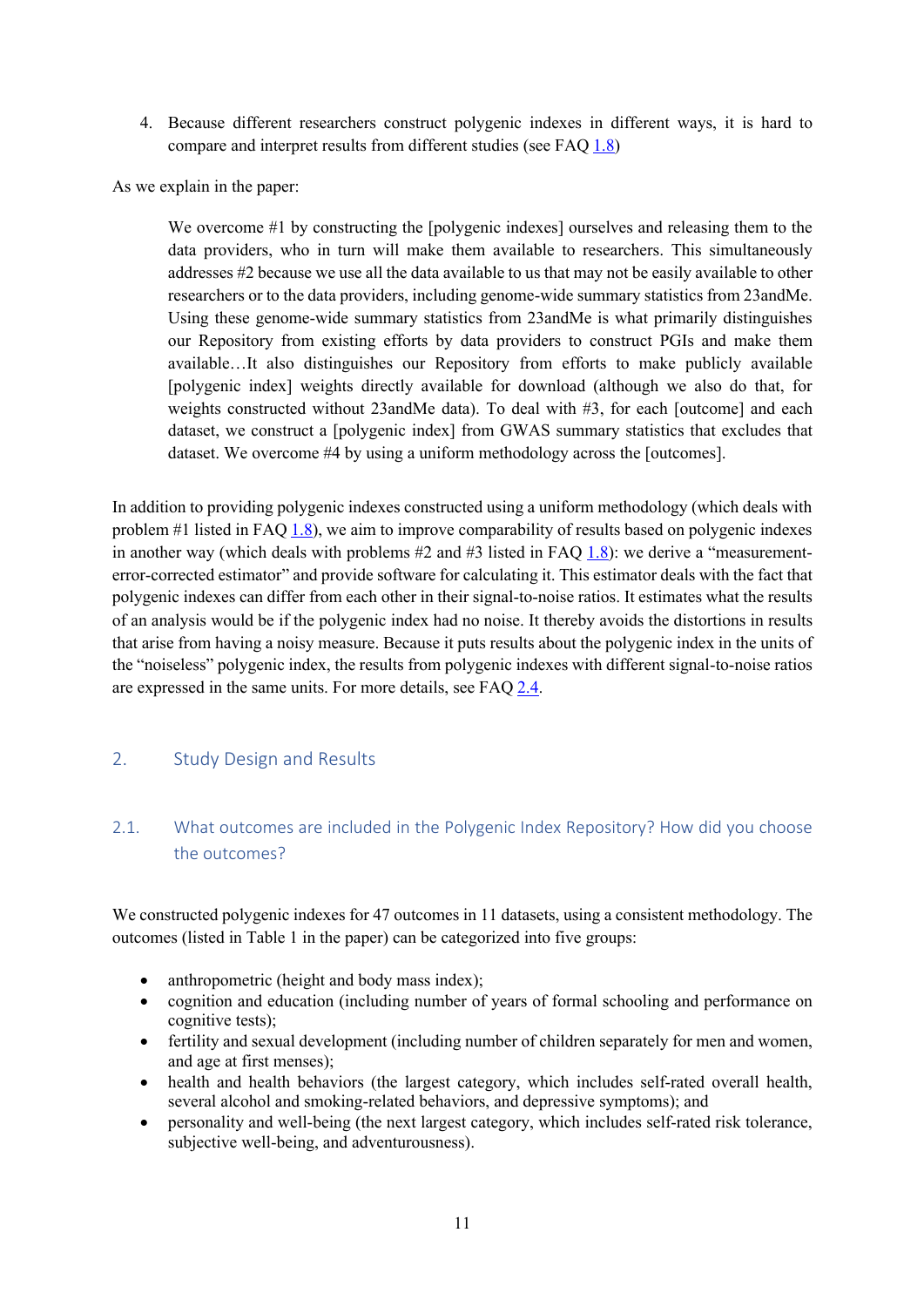4. Because different researchers construct polygenic indexes in different ways, it is hard to compare and interpret results from different studies (see FAQ 1.8)

As we explain in the paper:

> We overcome #1 by constructing the [polygenic indexes] ourselves and releasing them to the data providers, who in turn will make them available to researchers. This simultaneously addresses #2 because we use all the data available to us that may not be easily available to other researchers or to the data providers, including genome-wide summary statistics from 23andMe. Using these genome-wide summary statistics from 23andMe is what primarily distinguishes our Repository from existing efforts by data providers to construct PGIs and make them available…It also distinguishes our Repository from efforts to make publicly available [polygenic index] weights directly available for download (although we also do that, for weights constructed without 23andMe data). To deal with #3, for each [outcome] and each dataset, we construct a [polygenic index] from GWAS summary statistics that excludes that dataset. We overcome #4 by using a uniform methodology across the [outcomes].

In addition to providing polygenic indexes constructed using a uniform methodology (which deals with problem #1 listed in FAQ 1.8), we aim to improve comparability of results based on polygenic indexes in another way (which deals with problems #2 and #3 listed in FAQ 1.8): we derive a "measurement-error-corrected estimator" and provide software for calculating it. This estimator deals with the fact that polygenic indexes can differ from each other in their signal-to-noise ratios. It estimates what the results of an analysis would be if the polygenic index had no noise. It thereby avoids the distortions in results that arise from having a noisy measure. Because it puts results about the polygenic index in the units of the "noiseless" polygenic index, the results from polygenic indexes with different signal-to-noise ratios are expressed in the same units. For more details, see FAQ 2.4.

## 2. Study Design and Results

### 2.1. What outcomes are included in the Polygenic Index Repository? How did you choose the outcomes?

We constructed polygenic indexes for 47 outcomes in 11 datasets, using a consistent methodology. The outcomes (listed in Table 1 in the paper) can be categorized into five groups:

- anthropometric (height and body mass index);
- cognition and education (including number of years of formal schooling and performance on cognitive tests);
- fertility and sexual development (including number of children separately for men and women, and age at first menses);
- health and health behaviors (the largest category, which includes self-rated overall health, several alcohol and smoking-related behaviors, and depressive symptoms); and
- personality and well-being (the next largest category, which includes self-rated risk tolerance, subjective well-being, and adventurousness).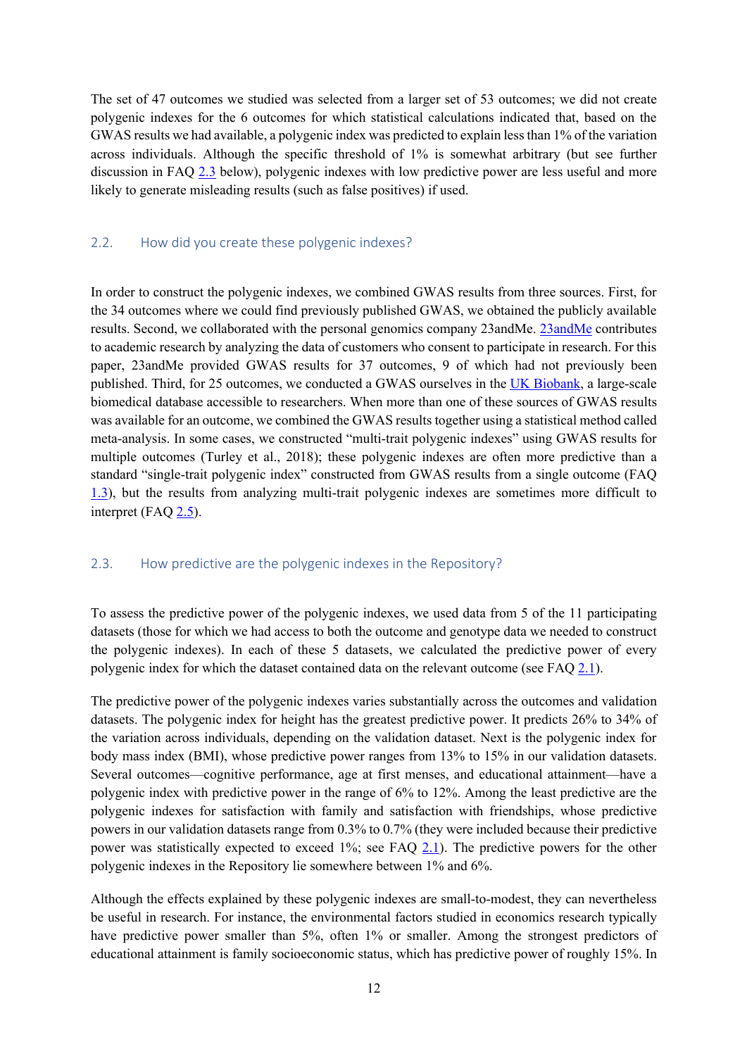The set of 47 outcomes we studied was selected from a larger set of 53 outcomes; we did not create polygenic indexes for the 6 outcomes for which statistical calculations indicated that, based on the GWAS results we had available, a polygenic index was predicted to explain less than 1% of the variation across individuals. Although the specific threshold of 1% is somewhat arbitrary (but see further discussion in FAQ 2.3 below), polygenic indexes with low predictive power are less useful and more likely to generate misleading results (such as false positives) if used.

## 2.2. How did you create these polygenic indexes?

In order to construct the polygenic indexes, we combined GWAS results from three sources. First, for the 34 outcomes where we could find previously published GWAS, we obtained the publicly available results. Second, we collaborated with the personal genomics company 23andMe. 23andMe contributes to academic research by analyzing the data of customers who consent to participate in research. For this paper, 23andMe provided GWAS results for 37 outcomes, 9 of which had not previously been published. Third, for 25 outcomes, we conducted a GWAS ourselves in the UK Biobank, a large-scale biomedical database accessible to researchers. When more than one of these sources of GWAS results was available for an outcome, we combined the GWAS results together using a statistical method called meta-analysis. In some cases, we constructed "multi-trait polygenic indexes" using GWAS results for multiple outcomes (Turley et al., 2018); these polygenic indexes are often more predictive than a standard "single-trait polygenic index" constructed from GWAS results from a single outcome (FAQ 1.3), but the results from analyzing multi-trait polygenic indexes are sometimes more difficult to interpret (FAQ 2.5).

## 2.3. How predictive are the polygenic indexes in the Repository?

To assess the predictive power of the polygenic indexes, we used data from 5 of the 11 participating datasets (those for which we had access to both the outcome and genotype data we needed to construct the polygenic indexes). In each of these 5 datasets, we calculated the predictive power of every polygenic index for which the dataset contained data on the relevant outcome (see FAQ 2.1).

The predictive power of the polygenic indexes varies substantially across the outcomes and validation datasets. The polygenic index for height has the greatest predictive power. It predicts 26% to 34% of the variation across individuals, depending on the validation dataset. Next is the polygenic index for body mass index (BMI), whose predictive power ranges from 13% to 15% in our validation datasets. Several outcomes—cognitive performance, age at first menses, and educational attainment—have a polygenic index with predictive power in the range of 6% to 12%. Among the least predictive are the polygenic indexes for satisfaction with family and satisfaction with friendships, whose predictive powers in our validation datasets range from 0.3% to 0.7% (they were included because their predictive power was statistically expected to exceed 1%; see FAQ 2.1). The predictive powers for the other polygenic indexes in the Repository lie somewhere between 1% and 6%.

Although the effects explained by these polygenic indexes are small-to-modest, they can nevertheless be useful in research. For instance, the environmental factors studied in economics research typically have predictive power smaller than 5%, often 1% or smaller. Among the strongest predictors of educational attainment is family socioeconomic status, which has predictive power of roughly 15%. In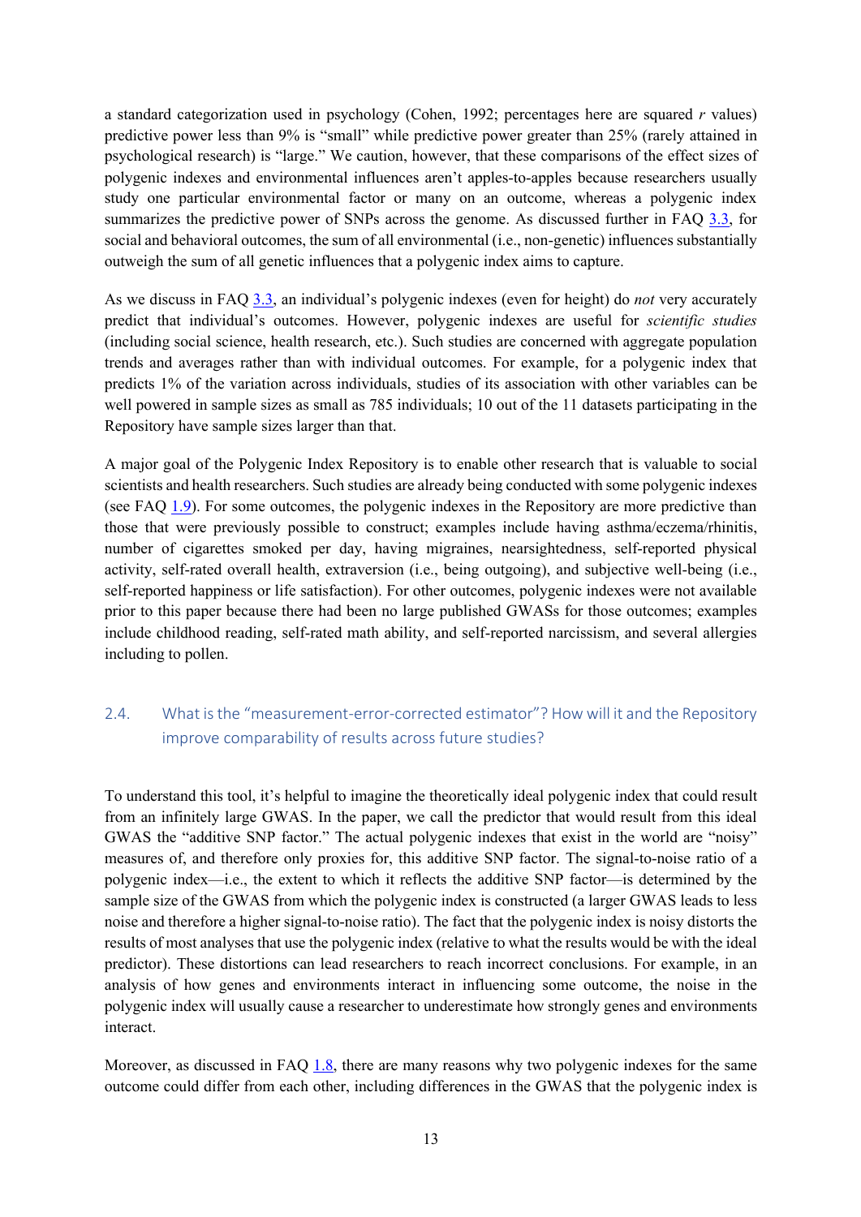a standard categorization used in psychology (Cohen, 1992; percentages here are squared *r* values) predictive power less than 9% is "small" while predictive power greater than 25% (rarely attained in psychological research) is "large." We caution, however, that these comparisons of the effect sizes of polygenic indexes and environmental influences aren't apples-to-apples because researchers usually study one particular environmental factor or many on an outcome, whereas a polygenic index summarizes the predictive power of SNPs across the genome. As discussed further in FAQ 3.3, for social and behavioral outcomes, the sum of all environmental (i.e., non-genetic) influences substantially outweigh the sum of all genetic influences that a polygenic index aims to capture.

As we discuss in FAQ 3.3, an individual's polygenic indexes (even for height) do *not* very accurately predict that individual's outcomes. However, polygenic indexes are useful for *scientific studies* (including social science, health research, etc.). Such studies are concerned with aggregate population trends and averages rather than with individual outcomes. For example, for a polygenic index that predicts 1% of the variation across individuals, studies of its association with other variables can be well powered in sample sizes as small as 785 individuals; 10 out of the 11 datasets participating in the Repository have sample sizes larger than that.

A major goal of the Polygenic Index Repository is to enable other research that is valuable to social scientists and health researchers. Such studies are already being conducted with some polygenic indexes (see FAQ 1.9). For some outcomes, the polygenic indexes in the Repository are more predictive than those that were previously possible to construct; examples include having asthma/eczema/rhinitis, number of cigarettes smoked per day, having migraines, nearsightedness, self-reported physical activity, self-rated overall health, extraversion (i.e., being outgoing), and subjective well-being (i.e., self-reported happiness or life satisfaction). For other outcomes, polygenic indexes were not available prior to this paper because there had been no large published GWASs for those outcomes; examples include childhood reading, self-rated math ability, and self-reported narcissism, and several allergies including to pollen.

## 2.4. What is the "measurement-error-corrected estimator"? How will it and the Repository improve comparability of results across future studies?

To understand this tool, it's helpful to imagine the theoretically ideal polygenic index that could result from an infinitely large GWAS. In the paper, we call the predictor that would result from this ideal GWAS the "additive SNP factor." The actual polygenic indexes that exist in the world are "noisy" measures of, and therefore only proxies for, this additive SNP factor. The signal-to-noise ratio of a polygenic index—i.e., the extent to which it reflects the additive SNP factor—is determined by the sample size of the GWAS from which the polygenic index is constructed (a larger GWAS leads to less noise and therefore a higher signal-to-noise ratio). The fact that the polygenic index is noisy distorts the results of most analyses that use the polygenic index (relative to what the results would be with the ideal predictor). These distortions can lead researchers to reach incorrect conclusions. For example, in an analysis of how genes and environments interact in influencing some outcome, the noise in the polygenic index will usually cause a researcher to underestimate how strongly genes and environments interact.

Moreover, as discussed in FAQ 1.8, there are many reasons why two polygenic indexes for the same outcome could differ from each other, including differences in the GWAS that the polygenic index is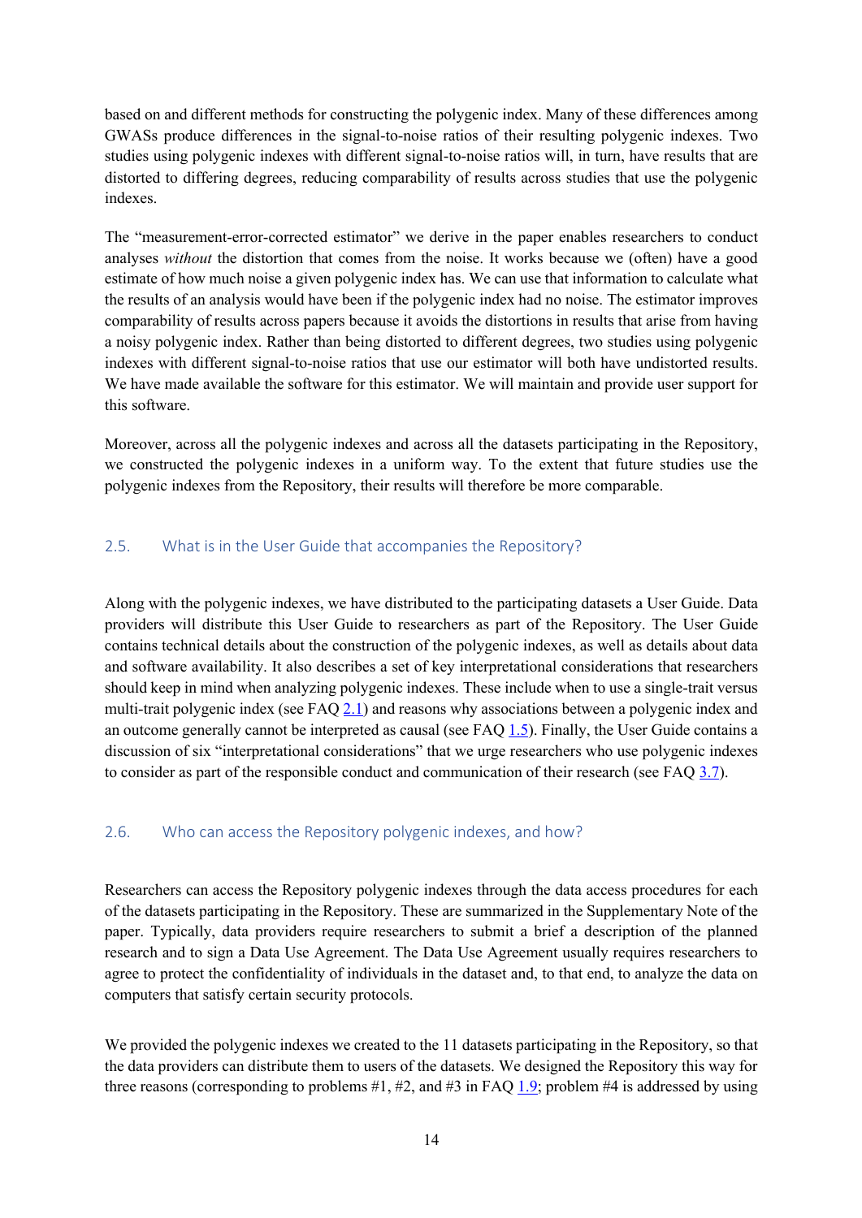based on and different methods for constructing the polygenic index. Many of these differences among GWASs produce differences in the signal-to-noise ratios of their resulting polygenic indexes. Two studies using polygenic indexes with different signal-to-noise ratios will, in turn, have results that are distorted to differing degrees, reducing comparability of results across studies that use the polygenic indexes.

The "measurement-error-corrected estimator" we derive in the paper enables researchers to conduct analyses *without* the distortion that comes from the noise. It works because we (often) have a good estimate of how much noise a given polygenic index has. We can use that information to calculate what the results of an analysis would have been if the polygenic index had no noise. The estimator improves comparability of results across papers because it avoids the distortions in results that arise from having a noisy polygenic index. Rather than being distorted to different degrees, two studies using polygenic indexes with different signal-to-noise ratios that use our estimator will both have undistorted results. We have made available the software for this estimator. We will maintain and provide user support for this software.

Moreover, across all the polygenic indexes and across all the datasets participating in the Repository, we constructed the polygenic indexes in a uniform way. To the extent that future studies use the polygenic indexes from the Repository, their results will therefore be more comparable.

## 2.5. What is in the User Guide that accompanies the Repository?

Along with the polygenic indexes, we have distributed to the participating datasets a User Guide. Data providers will distribute this User Guide to researchers as part of the Repository. The User Guide contains technical details about the construction of the polygenic indexes, as well as details about data and software availability. It also describes a set of key interpretational considerations that researchers should keep in mind when analyzing polygenic indexes. These include when to use a single-trait versus multi-trait polygenic index (see FAQ 2.1) and reasons why associations between a polygenic index and an outcome generally cannot be interpreted as causal (see FAQ 1.5). Finally, the User Guide contains a discussion of six "interpretational considerations" that we urge researchers who use polygenic indexes to consider as part of the responsible conduct and communication of their research (see FAQ 3.7).

## 2.6. Who can access the Repository polygenic indexes, and how?

Researchers can access the Repository polygenic indexes through the data access procedures for each of the datasets participating in the Repository. These are summarized in the Supplementary Note of the paper. Typically, data providers require researchers to submit a brief a description of the planned research and to sign a Data Use Agreement. The Data Use Agreement usually requires researchers to agree to protect the confidentiality of individuals in the dataset and, to that end, to analyze the data on computers that satisfy certain security protocols.

We provided the polygenic indexes we created to the 11 datasets participating in the Repository, so that the data providers can distribute them to users of the datasets. We designed the Repository this way for three reasons (corresponding to problems #1, #2, and #3 in FAQ 1.9; problem #4 is addressed by using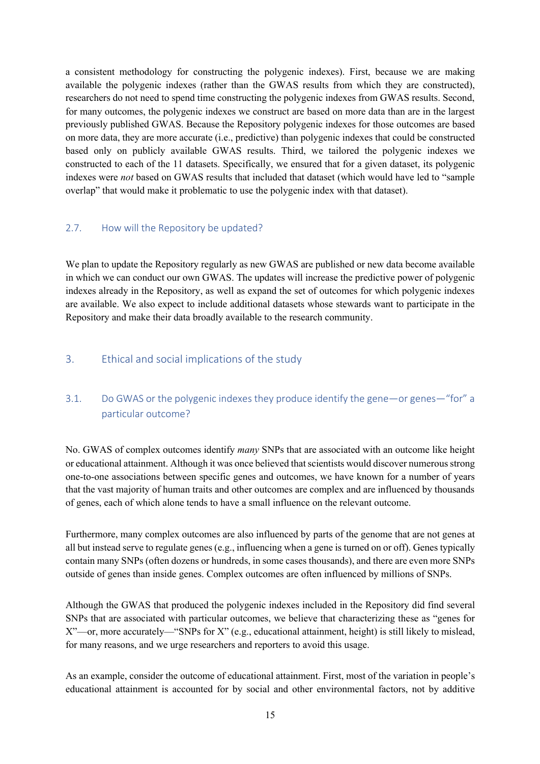a consistent methodology for constructing the polygenic indexes). First, because we are making available the polygenic indexes (rather than the GWAS results from which they are constructed), researchers do not need to spend time constructing the polygenic indexes from GWAS results. Second, for many outcomes, the polygenic indexes we construct are based on more data than are in the largest previously published GWAS. Because the Repository polygenic indexes for those outcomes are based on more data, they are more accurate (i.e., predictive) than polygenic indexes that could be constructed based only on publicly available GWAS results. Third, we tailored the polygenic indexes we constructed to each of the 11 datasets. Specifically, we ensured that for a given dataset, its polygenic indexes were *not* based on GWAS results that included that dataset (which would have led to "sample overlap" that would make it problematic to use the polygenic index with that dataset).

### 2.7. How will the Repository be updated?

We plan to update the Repository regularly as new GWAS are published or new data become available in which we can conduct our own GWAS. The updates will increase the predictive power of polygenic indexes already in the Repository, as well as expand the set of outcomes for which polygenic indexes are available. We also expect to include additional datasets whose stewards want to participate in the Repository and make their data broadly available to the research community.

## 3. Ethical and social implications of the study

### 3.1. Do GWAS or the polygenic indexes they produce identify the gene—or genes—"for" a particular outcome?

No. GWAS of complex outcomes identify *many* SNPs that are associated with an outcome like height or educational attainment. Although it was once believed that scientists would discover numerous strong one-to-one associations between specific genes and outcomes, we have known for a number of years that the vast majority of human traits and other outcomes are complex and are influenced by thousands of genes, each of which alone tends to have a small influence on the relevant outcome.

Furthermore, many complex outcomes are also influenced by parts of the genome that are not genes at all but instead serve to regulate genes (e.g., influencing when a gene is turned on or off). Genes typically contain many SNPs (often dozens or hundreds, in some cases thousands), and there are even more SNPs outside of genes than inside genes. Complex outcomes are often influenced by millions of SNPs.

Although the GWAS that produced the polygenic indexes included in the Repository did find several SNPs that are associated with particular outcomes, we believe that characterizing these as "genes for X"—or, more accurately—"SNPs for X" (e.g., educational attainment, height) is still likely to mislead, for many reasons, and we urge researchers and reporters to avoid this usage.

As an example, consider the outcome of educational attainment. First, most of the variation in people's educational attainment is accounted for by social and other environmental factors, not by additive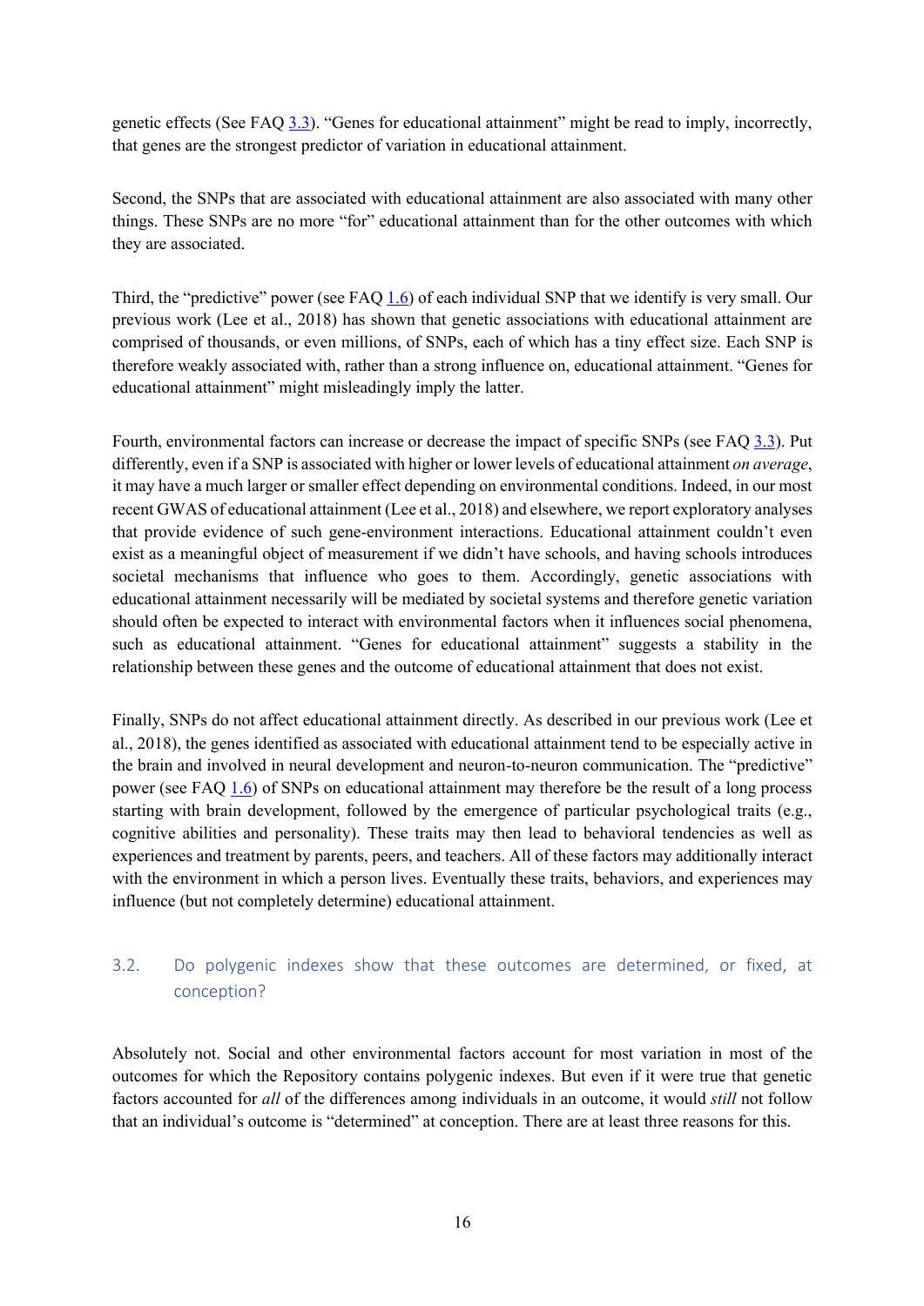genetic effects (See FAQ 3.3). "Genes for educational attainment" might be read to imply, incorrectly, that genes are the strongest predictor of variation in educational attainment.

Second, the SNPs that are associated with educational attainment are also associated with many other things. These SNPs are no more "for" educational attainment than for the other outcomes with which they are associated.

Third, the "predictive" power (see FAQ 1.6) of each individual SNP that we identify is very small. Our previous work (Lee et al., 2018) has shown that genetic associations with educational attainment are comprised of thousands, or even millions, of SNPs, each of which has a tiny effect size. Each SNP is therefore weakly associated with, rather than a strong influence on, educational attainment. "Genes for educational attainment" might misleadingly imply the latter.

Fourth, environmental factors can increase or decrease the impact of specific SNPs (see FAQ 3.3). Put differently, even if a SNP is associated with higher or lower levels of educational attainment *on average*, it may have a much larger or smaller effect depending on environmental conditions. Indeed, in our most recent GWAS of educational attainment (Lee et al., 2018) and elsewhere, we report exploratory analyses that provide evidence of such gene-environment interactions. Educational attainment couldn't even exist as a meaningful object of measurement if we didn't have schools, and having schools introduces societal mechanisms that influence who goes to them. Accordingly, genetic associations with educational attainment necessarily will be mediated by societal systems and therefore genetic variation should often be expected to interact with environmental factors when it influences social phenomena, such as educational attainment. "Genes for educational attainment" suggests a stability in the relationship between these genes and the outcome of educational attainment that does not exist.

Finally, SNPs do not affect educational attainment directly. As described in our previous work (Lee et al., 2018), the genes identified as associated with educational attainment tend to be especially active in the brain and involved in neural development and neuron-to-neuron communication. The "predictive" power (see FAQ 1.6) of SNPs on educational attainment may therefore be the result of a long process starting with brain development, followed by the emergence of particular psychological traits (e.g., cognitive abilities and personality). These traits may then lead to behavioral tendencies as well as experiences and treatment by parents, peers, and teachers. All of these factors may additionally interact with the environment in which a person lives. Eventually these traits, behaviors, and experiences may influence (but not completely determine) educational attainment.

### 3.2. Do polygenic indexes show that these outcomes are determined, or fixed, at conception?

Absolutely not. Social and other environmental factors account for most variation in most of the outcomes for which the Repository contains polygenic indexes. But even if it were true that genetic factors accounted for *all* of the differences among individuals in an outcome, it would *still* not follow that an individual's outcome is "determined" at conception. There are at least three reasons for this.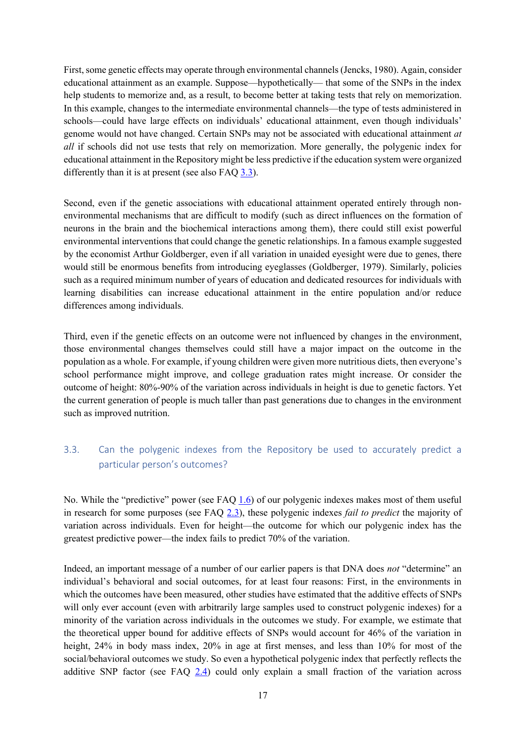First, some genetic effects may operate through environmental channels (Jencks, 1980). Again, consider educational attainment as an example. Suppose—hypothetically— that some of the SNPs in the index help students to memorize and, as a result, to become better at taking tests that rely on memorization. In this example, changes to the intermediate environmental channels—the type of tests administered in schools—could have large effects on individuals' educational attainment, even though individuals' genome would not have changed. Certain SNPs may not be associated with educational attainment *at all* if schools did not use tests that rely on memorization. More generally, the polygenic index for educational attainment in the Repository might be less predictive if the education system were organized differently than it is at present (see also FAQ 3.3).

Second, even if the genetic associations with educational attainment operated entirely through non-environmental mechanisms that are difficult to modify (such as direct influences on the formation of neurons in the brain and the biochemical interactions among them), there could still exist powerful environmental interventions that could change the genetic relationships. In a famous example suggested by the economist Arthur Goldberger, even if all variation in unaided eyesight were due to genes, there would still be enormous benefits from introducing eyeglasses (Goldberger, 1979). Similarly, policies such as a required minimum number of years of education and dedicated resources for individuals with learning disabilities can increase educational attainment in the entire population and/or reduce differences among individuals.

Third, even if the genetic effects on an outcome were not influenced by changes in the environment, those environmental changes themselves could still have a major impact on the outcome in the population as a whole. For example, if young children were given more nutritious diets, then everyone's school performance might improve, and college graduation rates might increase. Or consider the outcome of height: 80%-90% of the variation across individuals in height is due to genetic factors. Yet the current generation of people is much taller than past generations due to changes in the environment such as improved nutrition.

## 3.3. Can the polygenic indexes from the Repository be used to accurately predict a particular person's outcomes?

No. While the "predictive" power (see FAQ 1.6) of our polygenic indexes makes most of them useful in research for some purposes (see FAQ 2.3), these polygenic indexes *fail to predict* the majority of variation across individuals. Even for height—the outcome for which our polygenic index has the greatest predictive power—the index fails to predict 70% of the variation.

Indeed, an important message of a number of our earlier papers is that DNA does *not* "determine" an individual's behavioral and social outcomes, for at least four reasons: First, in the environments in which the outcomes have been measured, other studies have estimated that the additive effects of SNPs will only ever account (even with arbitrarily large samples used to construct polygenic indexes) for a minority of the variation across individuals in the outcomes we study. For example, we estimate that the theoretical upper bound for additive effects of SNPs would account for 46% of the variation in height, 24% in body mass index, 20% in age at first menses, and less than 10% for most of the social/behavioral outcomes we study. So even a hypothetical polygenic index that perfectly reflects the additive SNP factor (see FAQ 2.4) could only explain a small fraction of the variation across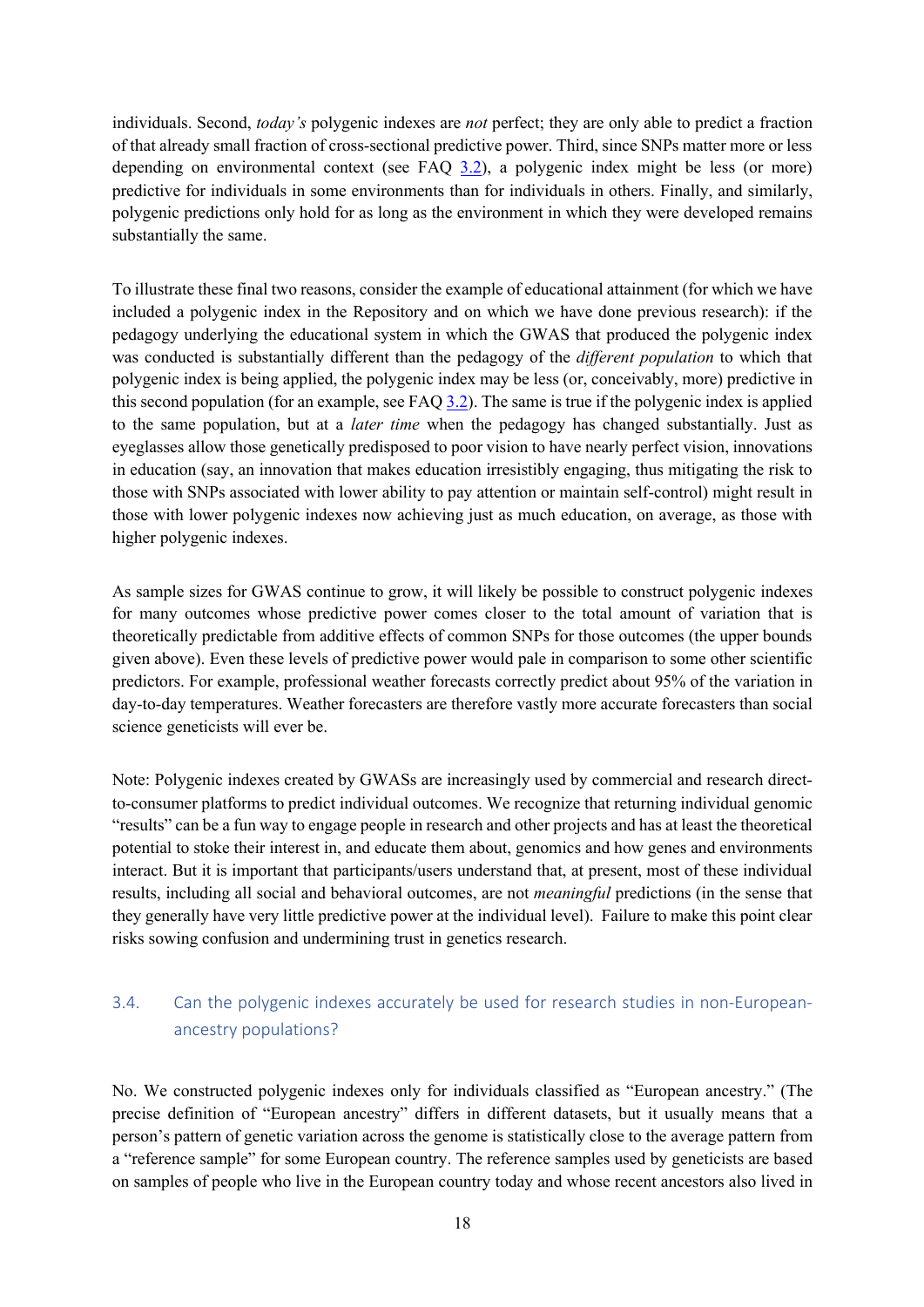individuals. Second, *today's* polygenic indexes are *not* perfect; they are only able to predict a fraction of that already small fraction of cross-sectional predictive power. Third, since SNPs matter more or less depending on environmental context (see FAQ 3.2), a polygenic index might be less (or more) predictive for individuals in some environments than for individuals in others. Finally, and similarly, polygenic predictions only hold for as long as the environment in which they were developed remains substantially the same.

To illustrate these final two reasons, consider the example of educational attainment (for which we have included a polygenic index in the Repository and on which we have done previous research): if the pedagogy underlying the educational system in which the GWAS that produced the polygenic index was conducted is substantially different than the pedagogy of the *different population* to which that polygenic index is being applied, the polygenic index may be less (or, conceivably, more) predictive in this second population (for an example, see FAQ 3.2). The same is true if the polygenic index is applied to the same population, but at a *later time* when the pedagogy has changed substantially. Just as eyeglasses allow those genetically predisposed to poor vision to have nearly perfect vision, innovations in education (say, an innovation that makes education irresistibly engaging, thus mitigating the risk to those with SNPs associated with lower ability to pay attention or maintain self-control) might result in those with lower polygenic indexes now achieving just as much education, on average, as those with higher polygenic indexes.

As sample sizes for GWAS continue to grow, it will likely be possible to construct polygenic indexes for many outcomes whose predictive power comes closer to the total amount of variation that is theoretically predictable from additive effects of common SNPs for those outcomes (the upper bounds given above). Even these levels of predictive power would pale in comparison to some other scientific predictors. For example, professional weather forecasts correctly predict about 95% of the variation in day-to-day temperatures. Weather forecasters are therefore vastly more accurate forecasters than social science geneticists will ever be.

Note: Polygenic indexes created by GWASs are increasingly used by commercial and research direct-to-consumer platforms to predict individual outcomes. We recognize that returning individual genomic "results" can be a fun way to engage people in research and other projects and has at least the theoretical potential to stoke their interest in, and educate them about, genomics and how genes and environments interact. But it is important that participants/users understand that, at present, most of these individual results, including all social and behavioral outcomes, are not *meaningful* predictions (in the sense that they generally have very little predictive power at the individual level). Failure to make this point clear risks sowing confusion and undermining trust in genetics research.

## 3.4. Can the polygenic indexes accurately be used for research studies in non-European-ancestry populations?

No. We constructed polygenic indexes only for individuals classified as "European ancestry." (The precise definition of "European ancestry" differs in different datasets, but it usually means that a person's pattern of genetic variation across the genome is statistically close to the average pattern from a "reference sample" for some European country. The reference samples used by geneticists are based on samples of people who live in the European country today and whose recent ancestors also lived in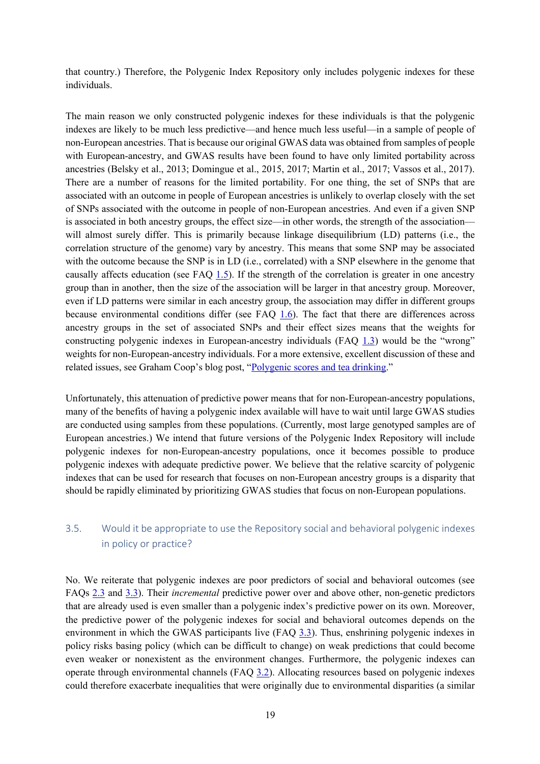that country.) Therefore, the Polygenic Index Repository only includes polygenic indexes for these individuals.

The main reason we only constructed polygenic indexes for these individuals is that the polygenic indexes are likely to be much less predictive—and hence much less useful—in a sample of people of non-European ancestries. That is because our original GWAS data was obtained from samples of people with European-ancestry, and GWAS results have been found to have only limited portability across ancestries (Belsky et al., 2013; Domingue et al., 2015, 2017; Martin et al., 2017; Vassos et al., 2017). There are a number of reasons for the limited portability. For one thing, the set of SNPs that are associated with an outcome in people of European ancestries is unlikely to overlap closely with the set of SNPs associated with the outcome in people of non-European ancestries. And even if a given SNP is associated in both ancestry groups, the effect size—in other words, the strength of the association—will almost surely differ. This is primarily because linkage disequilibrium (LD) patterns (i.e., the correlation structure of the genome) vary by ancestry. This means that some SNP may be associated with the outcome because the SNP is in LD (i.e., correlated) with a SNP elsewhere in the genome that causally affects education (see FAQ 1.5). If the strength of the correlation is greater in one ancestry group than in another, then the size of the association will be larger in that ancestry group. Moreover, even if LD patterns were similar in each ancestry group, the association may differ in different groups because environmental conditions differ (see FAQ 1.6). The fact that there are differences across ancestry groups in the set of associated SNPs and their effect sizes means that the weights for constructing polygenic indexes in European-ancestry individuals (FAQ 1.3) would be the "wrong" weights for non-European-ancestry individuals. For a more extensive, excellent discussion of these and related issues, see Graham Coop's blog post, "Polygenic scores and tea drinking."

Unfortunately, this attenuation of predictive power means that for non-European-ancestry populations, many of the benefits of having a polygenic index available will have to wait until large GWAS studies are conducted using samples from these populations. (Currently, most large genotyped samples are of European ancestries.) We intend that future versions of the Polygenic Index Repository will include polygenic indexes for non-European-ancestry populations, once it becomes possible to produce polygenic indexes with adequate predictive power. We believe that the relative scarcity of polygenic indexes that can be used for research that focuses on non-European ancestry groups is a disparity that should be rapidly eliminated by prioritizing GWAS studies that focus on non-European populations.

## 3.5. Would it be appropriate to use the Repository social and behavioral polygenic indexes in policy or practice?

No. We reiterate that polygenic indexes are poor predictors of social and behavioral outcomes (see FAQs 2.3 and 3.3). Their *incremental* predictive power over and above other, non-genetic predictors that are already used is even smaller than a polygenic index's predictive power on its own. Moreover, the predictive power of the polygenic indexes for social and behavioral outcomes depends on the environment in which the GWAS participants live (FAQ 3.3). Thus, enshrining polygenic indexes in policy risks basing policy (which can be difficult to change) on weak predictions that could become even weaker or nonexistent as the environment changes. Furthermore, the polygenic indexes can operate through environmental channels (FAQ 3.2). Allocating resources based on polygenic indexes could therefore exacerbate inequalities that were originally due to environmental disparities (a similar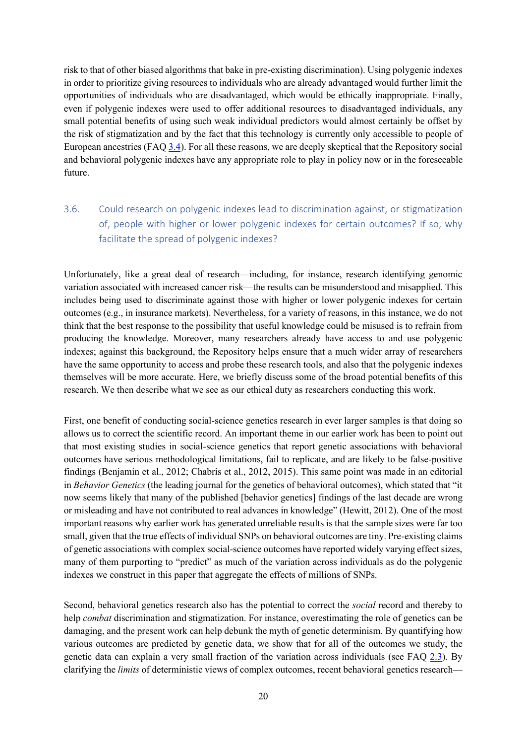risk to that of other biased algorithms that bake in pre-existing discrimination). Using polygenic indexes in order to prioritize giving resources to individuals who are already advantaged would further limit the opportunities of individuals who are disadvantaged, which would be ethically inappropriate. Finally, even if polygenic indexes were used to offer additional resources to disadvantaged individuals, any small potential benefits of using such weak individual predictors would almost certainly be offset by the risk of stigmatization and by the fact that this technology is currently only accessible to people of European ancestries (FAQ 3.4). For all these reasons, we are deeply skeptical that the Repository social and behavioral polygenic indexes have any appropriate role to play in policy now or in the foreseeable future.

## 3.6. Could research on polygenic indexes lead to discrimination against, or stigmatization of, people with higher or lower polygenic indexes for certain outcomes? If so, why facilitate the spread of polygenic indexes?

Unfortunately, like a great deal of research—including, for instance, research identifying genomic variation associated with increased cancer risk—the results can be misunderstood and misapplied. This includes being used to discriminate against those with higher or lower polygenic indexes for certain outcomes (e.g., in insurance markets). Nevertheless, for a variety of reasons, in this instance, we do not think that the best response to the possibility that useful knowledge could be misused is to refrain from producing the knowledge. Moreover, many researchers already have access to and use polygenic indexes; against this background, the Repository helps ensure that a much wider array of researchers have the same opportunity to access and probe these research tools, and also that the polygenic indexes themselves will be more accurate. Here, we briefly discuss some of the broad potential benefits of this research. We then describe what we see as our ethical duty as researchers conducting this work.

First, one benefit of conducting social-science genetics research in ever larger samples is that doing so allows us to correct the scientific record. An important theme in our earlier work has been to point out that most existing studies in social-science genetics that report genetic associations with behavioral outcomes have serious methodological limitations, fail to replicate, and are likely to be false-positive findings (Benjamin et al., 2012; Chabris et al., 2012, 2015). This same point was made in an editorial in *Behavior Genetics* (the leading journal for the genetics of behavioral outcomes), which stated that "it now seems likely that many of the published [behavior genetics] findings of the last decade are wrong or misleading and have not contributed to real advances in knowledge" (Hewitt, 2012). One of the most important reasons why earlier work has generated unreliable results is that the sample sizes were far too small, given that the true effects of individual SNPs on behavioral outcomes are tiny. Pre-existing claims of genetic associations with complex social-science outcomes have reported widely varying effect sizes, many of them purporting to "predict" as much of the variation across individuals as do the polygenic indexes we construct in this paper that aggregate the effects of millions of SNPs.

Second, behavioral genetics research also has the potential to correct the *social* record and thereby to help *combat* discrimination and stigmatization. For instance, overestimating the role of genetics can be damaging, and the present work can help debunk the myth of genetic determinism. By quantifying how various outcomes are predicted by genetic data, we show that for all of the outcomes we study, the genetic data can explain a very small fraction of the variation across individuals (see FAQ 2.3). By clarifying the *limits* of deterministic views of complex outcomes, recent behavioral genetics research—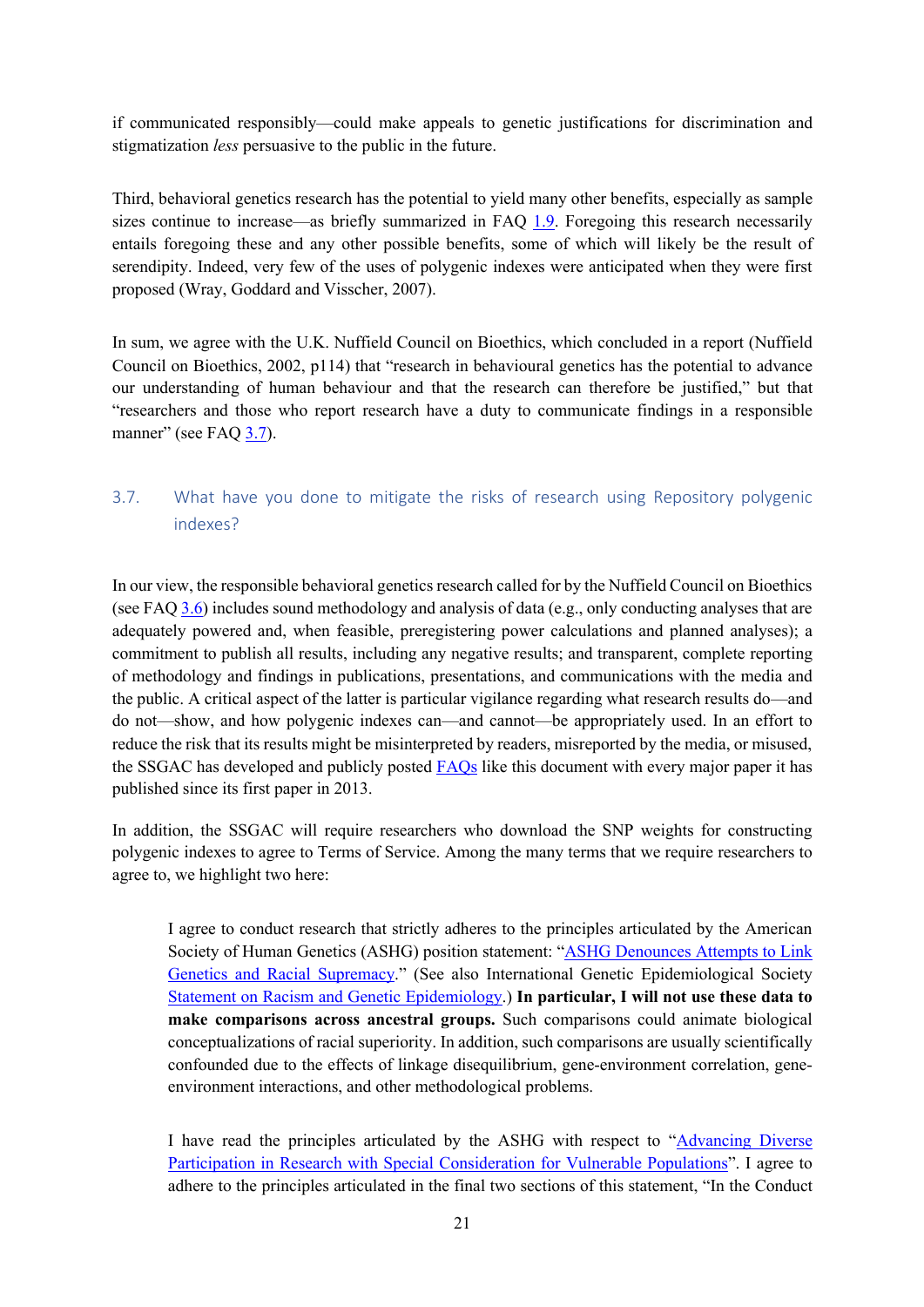if communicated responsibly—could make appeals to genetic justifications for discrimination and stigmatization *less* persuasive to the public in the future.

Third, behavioral genetics research has the potential to yield many other benefits, especially as sample sizes continue to increase—as briefly summarized in FAQ 1.9. Foregoing this research necessarily entails foregoing these and any other possible benefits, some of which will likely be the result of serendipity. Indeed, very few of the uses of polygenic indexes were anticipated when they were first proposed (Wray, Goddard and Visscher, 2007).

In sum, we agree with the U.K. Nuffield Council on Bioethics, which concluded in a report (Nuffield Council on Bioethics, 2002, p114) that "research in behavioural genetics has the potential to advance our understanding of human behaviour and that the research can therefore be justified," but that "researchers and those who report research have a duty to communicate findings in a responsible manner" (see FAQ 3.7).

### 3.7. What have you done to mitigate the risks of research using Repository polygenic indexes?

In our view, the responsible behavioral genetics research called for by the Nuffield Council on Bioethics (see FAQ 3.6) includes sound methodology and analysis of data (e.g., only conducting analyses that are adequately powered and, when feasible, preregistering power calculations and planned analyses); a commitment to publish all results, including any negative results; and transparent, complete reporting of methodology and findings in publications, presentations, and communications with the media and the public. A critical aspect of the latter is particular vigilance regarding what research results do—and do not—show, and how polygenic indexes can—and cannot—be appropriately used. In an effort to reduce the risk that its results might be misinterpreted by readers, misreported by the media, or misused, the SSGAC has developed and publicly posted FAQs like this document with every major paper it has published since its first paper in 2013.

In addition, the SSGAC will require researchers who download the SNP weights for constructing polygenic indexes to agree to Terms of Service. Among the many terms that we require researchers to agree to, we highlight two here:

> I agree to conduct research that strictly adheres to the principles articulated by the American Society of Human Genetics (ASHG) position statement: "ASHG Denounces Attempts to Link Genetics and Racial Supremacy." (See also International Genetic Epidemiological Society Statement on Racism and Genetic Epidemiology.) **In particular, I will not use these data to make comparisons across ancestral groups.** Such comparisons could animate biological conceptualizations of racial superiority. In addition, such comparisons are usually scientifically confounded due to the effects of linkage disequilibrium, gene-environment correlation, gene-environment interactions, and other methodological problems.
>
> I have read the principles articulated by the ASHG with respect to "Advancing Diverse Participation in Research with Special Consideration for Vulnerable Populations". I agree to adhere to the principles articulated in the final two sections of this statement, "In the Conduct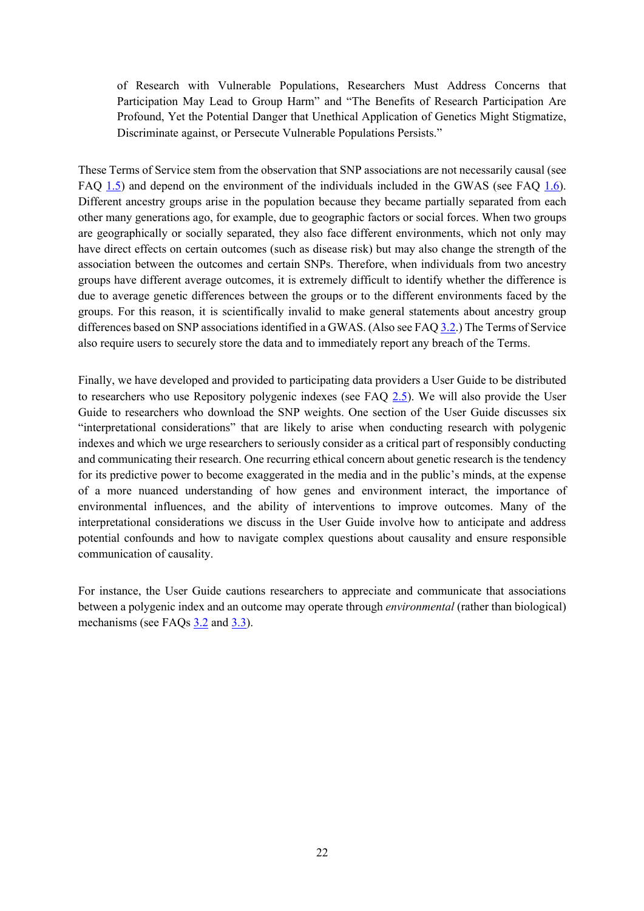of Research with Vulnerable Populations, Researchers Must Address Concerns that Participation May Lead to Group Harm" and "The Benefits of Research Participation Are Profound, Yet the Potential Danger that Unethical Application of Genetics Might Stigmatize, Discriminate against, or Persecute Vulnerable Populations Persists."

These Terms of Service stem from the observation that SNP associations are not necessarily causal (see FAQ 1.5) and depend on the environment of the individuals included in the GWAS (see FAQ 1.6). Different ancestry groups arise in the population because they became partially separated from each other many generations ago, for example, due to geographic factors or social forces. When two groups are geographically or socially separated, they also face different environments, which not only may have direct effects on certain outcomes (such as disease risk) but may also change the strength of the association between the outcomes and certain SNPs. Therefore, when individuals from two ancestry groups have different average outcomes, it is extremely difficult to identify whether the difference is due to average genetic differences between the groups or to the different environments faced by the groups. For this reason, it is scientifically invalid to make general statements about ancestry group differences based on SNP associations identified in a GWAS. (Also see FAQ 3.2.) The Terms of Service also require users to securely store the data and to immediately report any breach of the Terms.

Finally, we have developed and provided to participating data providers a User Guide to be distributed to researchers who use Repository polygenic indexes (see FAQ 2.5). We will also provide the User Guide to researchers who download the SNP weights. One section of the User Guide discusses six "interpretational considerations" that are likely to arise when conducting research with polygenic indexes and which we urge researchers to seriously consider as a critical part of responsibly conducting and communicating their research. One recurring ethical concern about genetic research is the tendency for its predictive power to become exaggerated in the media and in the public's minds, at the expense of a more nuanced understanding of how genes and environment interact, the importance of environmental influences, and the ability of interventions to improve outcomes. Many of the interpretational considerations we discuss in the User Guide involve how to anticipate and address potential confounds and how to navigate complex questions about causality and ensure responsible communication of causality.

For instance, the User Guide cautions researchers to appreciate and communicate that associations between a polygenic index and an outcome may operate through *environmental* (rather than biological) mechanisms (see FAQs 3.2 and 3.3).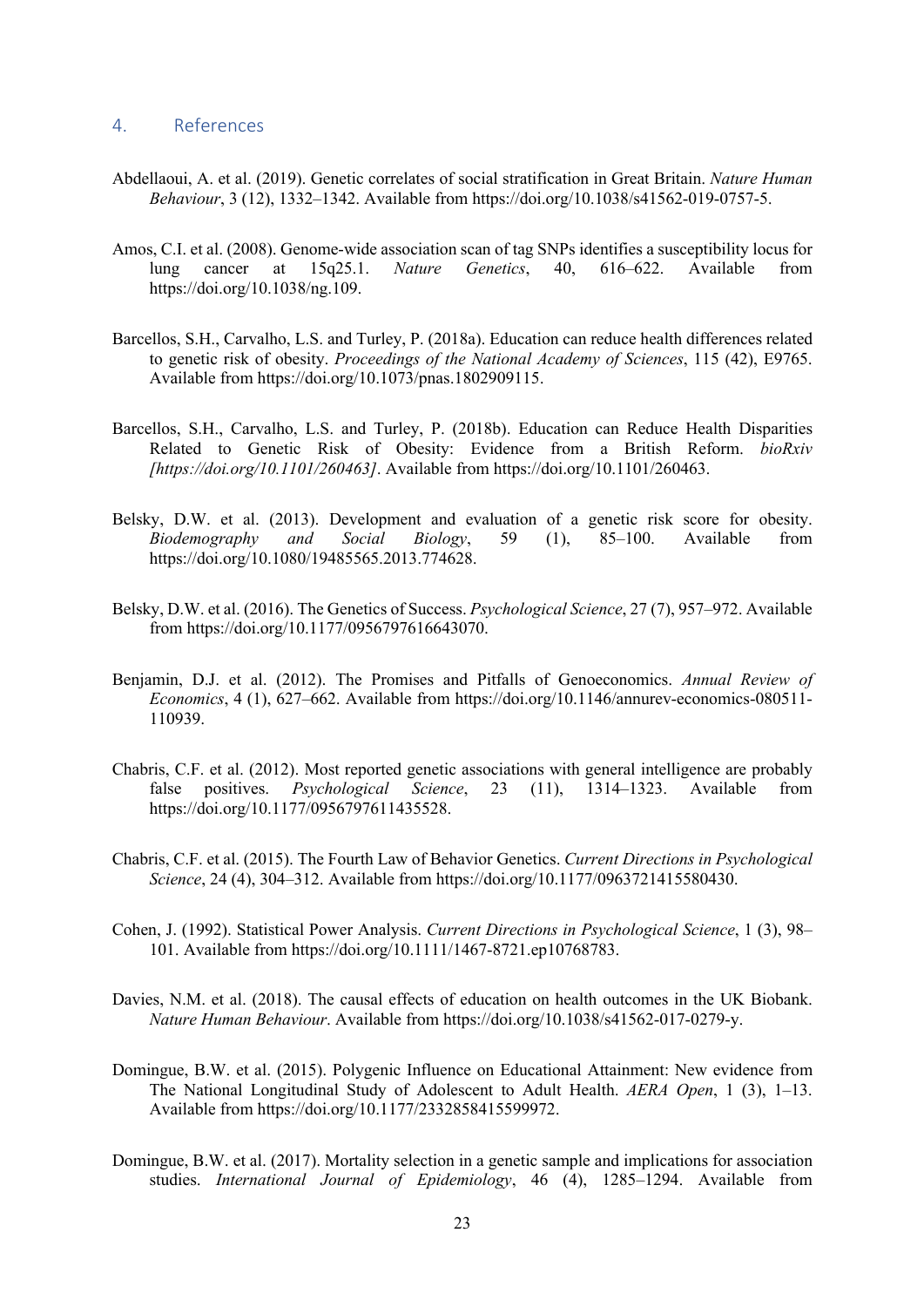## 4. References

Abdellaoui, A. et al. (2019). Genetic correlates of social stratification in Great Britain. *Nature Human Behaviour*, 3 (12), 1332–1342. Available from https://doi.org/10.1038/s41562-019-0757-5.

Amos, C.I. et al. (2008). Genome-wide association scan of tag SNPs identifies a susceptibility locus for lung cancer at 15q25.1. *Nature Genetics*, 40, 616–622. Available from https://doi.org/10.1038/ng.109.

Barcellos, S.H., Carvalho, L.S. and Turley, P. (2018a). Education can reduce health differences related to genetic risk of obesity. *Proceedings of the National Academy of Sciences*, 115 (42), E9765. Available from https://doi.org/10.1073/pnas.1802909115.

Barcellos, S.H., Carvalho, L.S. and Turley, P. (2018b). Education can Reduce Health Disparities Related to Genetic Risk of Obesity: Evidence from a British Reform. *bioRxiv [https://doi.org/10.1101/260463]*. Available from https://doi.org/10.1101/260463.

Belsky, D.W. et al. (2013). Development and evaluation of a genetic risk score for obesity. *Biodemography and Social Biology*, 59 (1), 85–100. Available from https://doi.org/10.1080/19485565.2013.774628.

Belsky, D.W. et al. (2016). The Genetics of Success. *Psychological Science*, 27 (7), 957–972. Available from https://doi.org/10.1177/0956797616643070.

Benjamin, D.J. et al. (2012). The Promises and Pitfalls of Genoeconomics. *Annual Review of Economics*, 4 (1), 627–662. Available from https://doi.org/10.1146/annurev-economics-080511-110939.

Chabris, C.F. et al. (2012). Most reported genetic associations with general intelligence are probably false positives. *Psychological Science*, 23 (11), 1314–1323. Available from https://doi.org/10.1177/0956797611435528.

Chabris, C.F. et al. (2015). The Fourth Law of Behavior Genetics. *Current Directions in Psychological Science*, 24 (4), 304–312. Available from https://doi.org/10.1177/0963721415580430.

Cohen, J. (1992). Statistical Power Analysis. *Current Directions in Psychological Science*, 1 (3), 98–101. Available from https://doi.org/10.1111/1467-8721.ep10768783.

Davies, N.M. et al. (2018). The causal effects of education on health outcomes in the UK Biobank. *Nature Human Behaviour*. Available from https://doi.org/10.1038/s41562-017-0279-y.

Domingue, B.W. et al. (2015). Polygenic Influence on Educational Attainment: New evidence from The National Longitudinal Study of Adolescent to Adult Health. *AERA Open*, 1 (3), 1–13. Available from https://doi.org/10.1177/2332858415599972.

Domingue, B.W. et al. (2017). Mortality selection in a genetic sample and implications for association studies. *International Journal of Epidemiology*, 46 (4), 1285–1294. Available from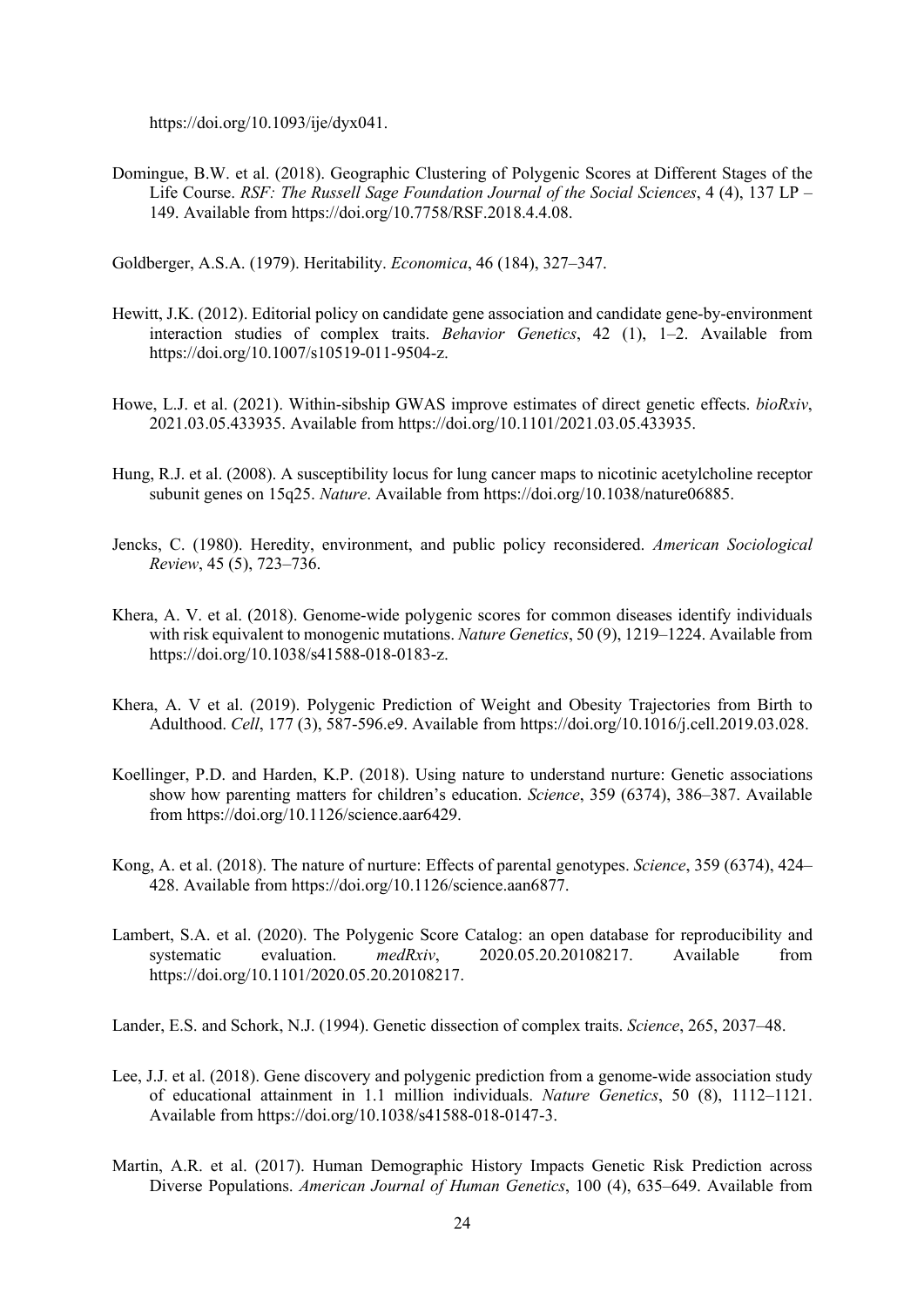https://doi.org/10.1093/ije/dyx041.

Domingue, B.W. et al. (2018). Geographic Clustering of Polygenic Scores at Different Stages of the Life Course. *RSF: The Russell Sage Foundation Journal of the Social Sciences*, 4 (4), 137 LP – 149. Available from https://doi.org/10.7758/RSF.2018.4.4.08.

Goldberger, A.S.A. (1979). Heritability. *Economica*, 46 (184), 327–347.

Hewitt, J.K. (2012). Editorial policy on candidate gene association and candidate gene-by-environment interaction studies of complex traits. *Behavior Genetics*, 42 (1), 1–2. Available from https://doi.org/10.1007/s10519-011-9504-z.

Howe, L.J. et al. (2021). Within-sibship GWAS improve estimates of direct genetic effects. *bioRxiv*, 2021.03.05.433935. Available from https://doi.org/10.1101/2021.03.05.433935.

Hung, R.J. et al. (2008). A susceptibility locus for lung cancer maps to nicotinic acetylcholine receptor subunit genes on 15q25. *Nature*. Available from https://doi.org/10.1038/nature06885.

Jencks, C. (1980). Heredity, environment, and public policy reconsidered. *American Sociological Review*, 45 (5), 723–736.

Khera, A. V. et al. (2018). Genome-wide polygenic scores for common diseases identify individuals with risk equivalent to monogenic mutations. *Nature Genetics*, 50 (9), 1219–1224. Available from https://doi.org/10.1038/s41588-018-0183-z.

Khera, A. V et al. (2019). Polygenic Prediction of Weight and Obesity Trajectories from Birth to Adulthood. *Cell*, 177 (3), 587-596.e9. Available from https://doi.org/10.1016/j.cell.2019.03.028.

Koellinger, P.D. and Harden, K.P. (2018). Using nature to understand nurture: Genetic associations show how parenting matters for children's education. *Science*, 359 (6374), 386–387. Available from https://doi.org/10.1126/science.aar6429.

Kong, A. et al. (2018). The nature of nurture: Effects of parental genotypes. *Science*, 359 (6374), 424–428. Available from https://doi.org/10.1126/science.aan6877.

Lambert, S.A. et al. (2020). The Polygenic Score Catalog: an open database for reproducibility and systematic evaluation. *medRxiv*, 2020.05.20.20108217. Available from https://doi.org/10.1101/2020.05.20.20108217.

Lander, E.S. and Schork, N.J. (1994). Genetic dissection of complex traits. *Science*, 265, 2037–48.

Lee, J.J. et al. (2018). Gene discovery and polygenic prediction from a genome-wide association study of educational attainment in 1.1 million individuals. *Nature Genetics*, 50 (8), 1112–1121. Available from https://doi.org/10.1038/s41588-018-0147-3.

Martin, A.R. et al. (2017). Human Demographic History Impacts Genetic Risk Prediction across Diverse Populations. *American Journal of Human Genetics*, 100 (4), 635–649. Available from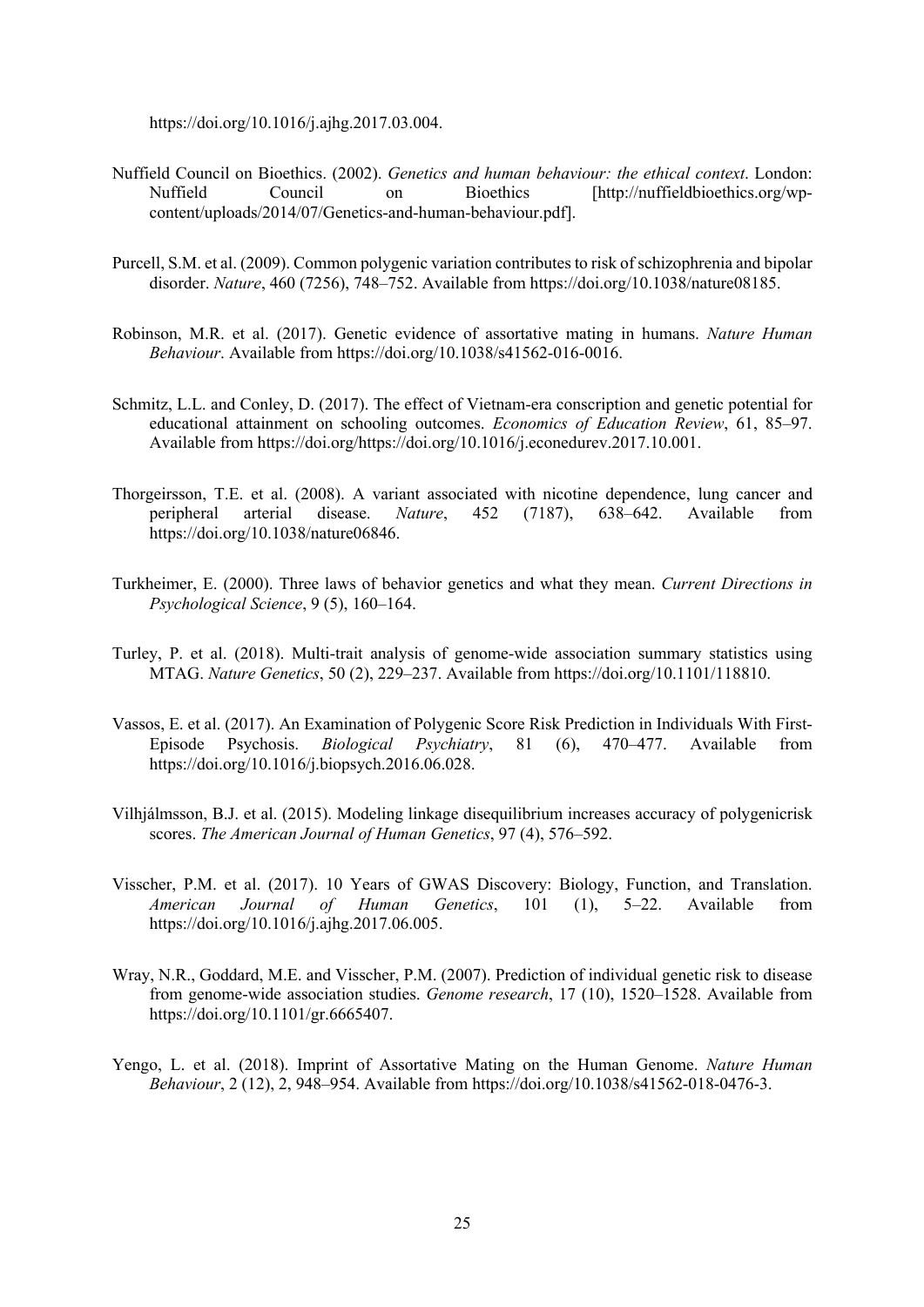https://doi.org/10.1016/j.ajhg.2017.03.004.

Nuffield Council on Bioethics. (2002). *Genetics and human behaviour: the ethical context*. London: Nuffield Council on Bioethics [http://nuffieldbioethics.org/wp-content/uploads/2014/07/Genetics-and-human-behaviour.pdf].

Purcell, S.M. et al. (2009). Common polygenic variation contributes to risk of schizophrenia and bipolar disorder. *Nature*, 460 (7256), 748–752. Available from https://doi.org/10.1038/nature08185.

Robinson, M.R. et al. (2017). Genetic evidence of assortative mating in humans. *Nature Human Behaviour*. Available from https://doi.org/10.1038/s41562-016-0016.

Schmitz, L.L. and Conley, D. (2017). The effect of Vietnam-era conscription and genetic potential for educational attainment on schooling outcomes. *Economics of Education Review*, 61, 85–97. Available from https://doi.org/https://doi.org/10.1016/j.econedurev.2017.10.001.

Thorgeirsson, T.E. et al. (2008). A variant associated with nicotine dependence, lung cancer and peripheral arterial disease. *Nature*, 452 (7187), 638–642. Available from https://doi.org/10.1038/nature06846.

Turkheimer, E. (2000). Three laws of behavior genetics and what they mean. *Current Directions in Psychological Science*, 9 (5), 160–164.

Turley, P. et al. (2018). Multi-trait analysis of genome-wide association summary statistics using MTAG. *Nature Genetics*, 50 (2), 229–237. Available from https://doi.org/10.1101/118810.

Vassos, E. et al. (2017). An Examination of Polygenic Score Risk Prediction in Individuals With First-Episode Psychosis. *Biological Psychiatry*, 81 (6), 470–477. Available from https://doi.org/10.1016/j.biopsych.2016.06.028.

Vilhjálmsson, B.J. et al. (2015). Modeling linkage disequilibrium increases accuracy of polygenicrisk scores. *The American Journal of Human Genetics*, 97 (4), 576–592.

Visscher, P.M. et al. (2017). 10 Years of GWAS Discovery: Biology, Function, and Translation. *American Journal of Human Genetics*, 101 (1), 5–22. Available from https://doi.org/10.1016/j.ajhg.2017.06.005.

Wray, N.R., Goddard, M.E. and Visscher, P.M. (2007). Prediction of individual genetic risk to disease from genome-wide association studies. *Genome research*, 17 (10), 1520–1528. Available from https://doi.org/10.1101/gr.6665407.

Yengo, L. et al. (2018). Imprint of Assortative Mating on the Human Genome. *Nature Human Behaviour*, 2 (12), 2, 948–954. Available from https://doi.org/10.1038/s41562-018-0476-3.